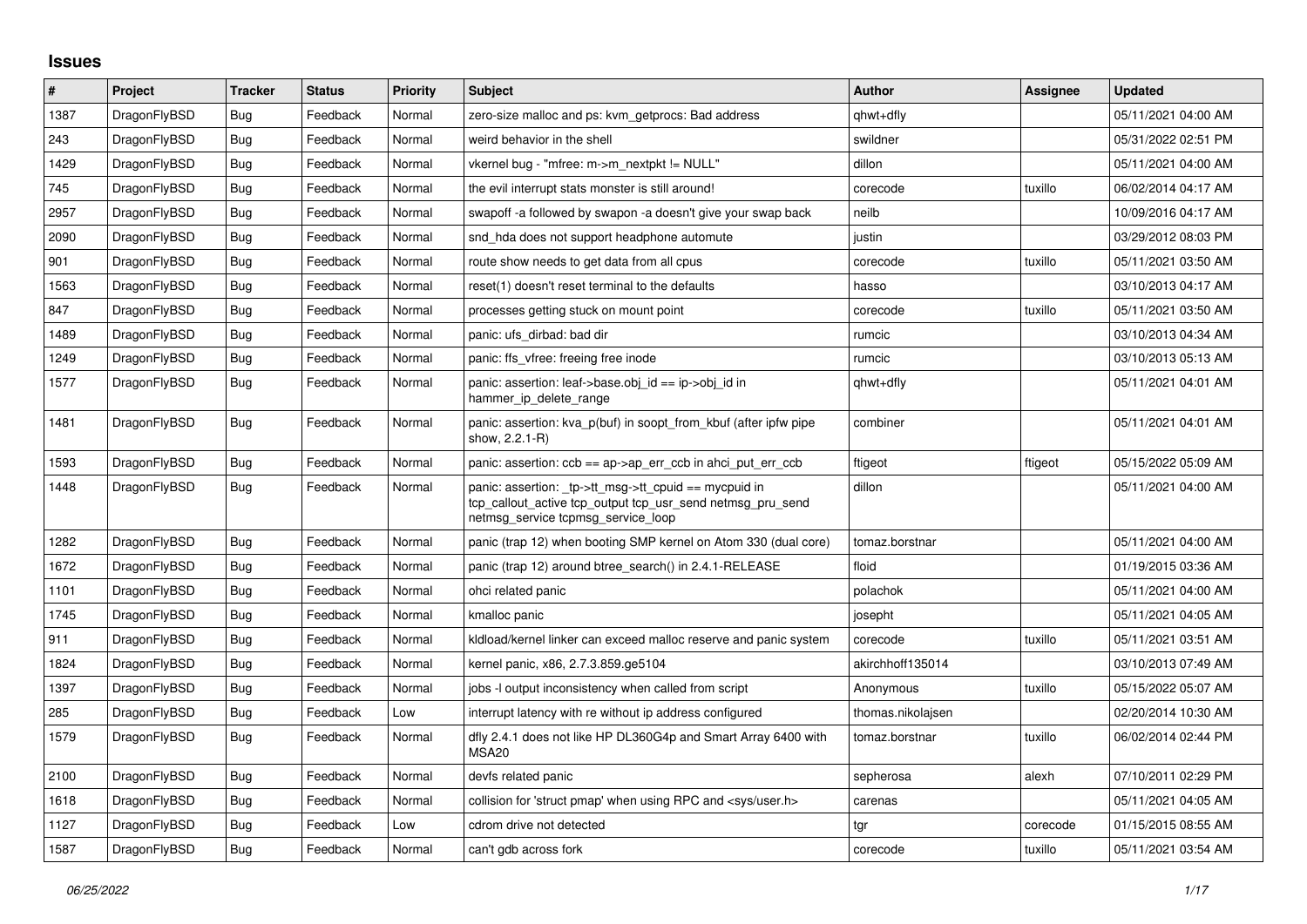## Issues

| # | Project | Tracker | Status | Priority | Subject | Author | Assignee | Updated |
|---|---|---|---|---|---|---|---|---|
| 1387 | DragonFlyBSD | Bug | Feedback | Normal | zero-size malloc and ps: kvm_getprocs: Bad address | qhwt+dfly | | 05/11/2021 04:00 AM |
| 243 | DragonFlyBSD | Bug | Feedback | Normal | weird behavior in the shell | swildner | | 05/31/2022 02:51 PM |
| 1429 | DragonFlyBSD | Bug | Feedback | Normal | vkernel bug - "mfree: m->m_nextpkt != NULL" | dillon | | 05/11/2021 04:00 AM |
| 745 | DragonFlyBSD | Bug | Feedback | Normal | the evil interrupt stats monster is still around! | corecode | tuxillo | 06/02/2014 04:17 AM |
| 2957 | DragonFlyBSD | Bug | Feedback | Normal | swapoff -a followed by swapon -a doesn't give your swap back | neilb | | 10/09/2016 04:17 AM |
| 2090 | DragonFlyBSD | Bug | Feedback | Normal | snd_hda does not support headphone automute | justin | | 03/29/2012 08:03 PM |
| 901 | DragonFlyBSD | Bug | Feedback | Normal | route show needs to get data from all cpus | corecode | tuxillo | 05/11/2021 03:50 AM |
| 1563 | DragonFlyBSD | Bug | Feedback | Normal | reset(1) doesn't reset terminal to the defaults | hasso | | 03/10/2013 04:17 AM |
| 847 | DragonFlyBSD | Bug | Feedback | Normal | processes getting stuck on mount point | corecode | tuxillo | 05/11/2021 03:50 AM |
| 1489 | DragonFlyBSD | Bug | Feedback | Normal | panic: ufs_dirbad: bad dir | rumcic | | 03/10/2013 04:34 AM |
| 1249 | DragonFlyBSD | Bug | Feedback | Normal | panic: ffs_vfree: freeing free inode | rumcic | | 03/10/2013 05:13 AM |
| 1577 | DragonFlyBSD | Bug | Feedback | Normal | panic: assertion: leaf->base.obj_id == ip->obj_id in hammer_ip_delete_range | qhwt+dfly | | 05/11/2021 04:01 AM |
| 1481 | DragonFlyBSD | Bug | Feedback | Normal | panic: assertion: kva_p(buf) in soopt_from_kbuf (after ipfw pipe show, 2.2.1-R) | combiner | | 05/11/2021 04:01 AM |
| 1593 | DragonFlyBSD | Bug | Feedback | Normal | panic: assertion: ccb == ap->ap_err_ccb in ahci_put_err_ccb | ftigeot | ftigeot | 05/15/2022 05:09 AM |
| 1448 | DragonFlyBSD | Bug | Feedback | Normal | panic: assertion: _tp->tt_msg->tt_cpuid == mycpuid in tcp_callout_active tcp_output tcp_usr_send netmsg_pru_send netmsg_service tcpmsg_service_loop | dillon | | 05/11/2021 04:00 AM |
| 1282 | DragonFlyBSD | Bug | Feedback | Normal | panic (trap 12) when booting SMP kernel on Atom 330 (dual core) | tomaz.borstnar | | 05/11/2021 04:00 AM |
| 1672 | DragonFlyBSD | Bug | Feedback | Normal | panic (trap 12) around btree_search() in 2.4.1-RELEASE | floid | | 01/19/2015 03:36 AM |
| 1101 | DragonFlyBSD | Bug | Feedback | Normal | ohci related panic | polachok | | 05/11/2021 04:00 AM |
| 1745 | DragonFlyBSD | Bug | Feedback | Normal | kmalloc panic | josepht | | 05/11/2021 04:05 AM |
| 911 | DragonFlyBSD | Bug | Feedback | Normal | kldload/kernel linker can exceed malloc reserve and panic system | corecode | tuxillo | 05/11/2021 03:51 AM |
| 1824 | DragonFlyBSD | Bug | Feedback | Normal | kernel panic, x86, 2.7.3.859.ge5104 | akirchhoff135014 | | 03/10/2013 07:49 AM |
| 1397 | DragonFlyBSD | Bug | Feedback | Normal | jobs -l output inconsistency when called from script | Anonymous | tuxillo | 05/15/2022 05:07 AM |
| 285 | DragonFlyBSD | Bug | Feedback | Low | interrupt latency with re without ip address configured | thomas.nikolajsen | | 02/20/2014 10:30 AM |
| 1579 | DragonFlyBSD | Bug | Feedback | Normal | dfly 2.4.1 does not like HP DL360G4p and Smart Array 6400 with MSA20 | tomaz.borstnar | tuxillo | 06/02/2014 02:44 PM |
| 2100 | DragonFlyBSD | Bug | Feedback | Normal | devfs related panic | sepherosa | alexh | 07/10/2011 02:29 PM |
| 1618 | DragonFlyBSD | Bug | Feedback | Normal | collision for 'struct pmap' when using RPC and <sys/user.h> | carenas | | 05/11/2021 04:05 AM |
| 1127 | DragonFlyBSD | Bug | Feedback | Low | cdrom drive not detected | tgr | corecode | 01/15/2015 08:55 AM |
| 1587 | DragonFlyBSD | Bug | Feedback | Normal | can't gdb across fork | corecode | tuxillo | 05/11/2021 03:54 AM |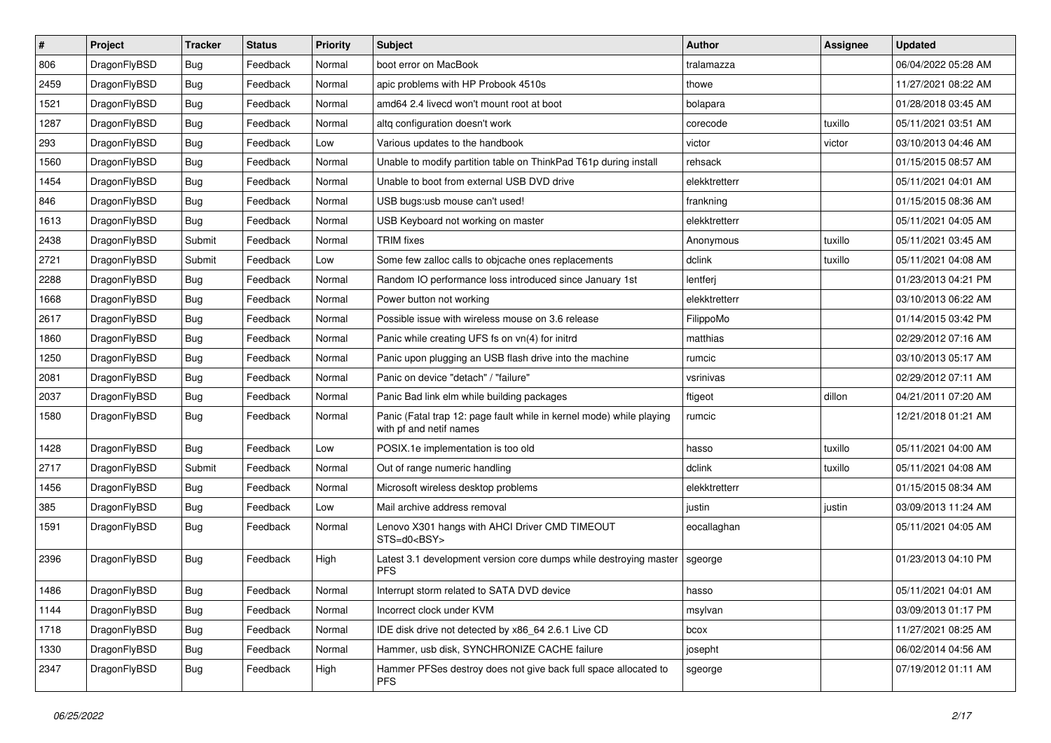| # | Project | Tracker | Status | Priority | Subject | Author | Assignee | Updated |
|---|---|---|---|---|---|---|---|---|
| 806 | DragonFlyBSD | Bug | Feedback | Normal | boot error on MacBook | tralamazza | | 06/04/2022 05:28 AM |
| 2459 | DragonFlyBSD | Bug | Feedback | Normal | apic problems with HP Probook 4510s | thowe | | 11/27/2021 08:22 AM |
| 1521 | DragonFlyBSD | Bug | Feedback | Normal | amd64 2.4 livecd won't mount root at boot | bolapara | | 01/28/2018 03:45 AM |
| 1287 | DragonFlyBSD | Bug | Feedback | Normal | altq configuration doesn't work | corecode | tuxillo | 05/11/2021 03:51 AM |
| 293 | DragonFlyBSD | Bug | Feedback | Low | Various updates to the handbook | victor | victor | 03/10/2013 04:46 AM |
| 1560 | DragonFlyBSD | Bug | Feedback | Normal | Unable to modify partition table on ThinkPad T61p during install | rehsack | | 01/15/2015 08:57 AM |
| 1454 | DragonFlyBSD | Bug | Feedback | Normal | Unable to boot from external USB DVD drive | elekktretterr | | 05/11/2021 04:01 AM |
| 846 | DragonFlyBSD | Bug | Feedback | Normal | USB bugs:usb mouse can't used! | frankning | | 01/15/2015 08:36 AM |
| 1613 | DragonFlyBSD | Bug | Feedback | Normal | USB Keyboard not working on master | elekktretterr | | 05/11/2021 04:05 AM |
| 2438 | DragonFlyBSD | Submit | Feedback | Normal | TRIM fixes | Anonymous | tuxillo | 05/11/2021 03:45 AM |
| 2721 | DragonFlyBSD | Submit | Feedback | Low | Some few zalloc calls to objcache ones replacements | dclink | tuxillo | 05/11/2021 04:08 AM |
| 2288 | DragonFlyBSD | Bug | Feedback | Normal | Random IO performance loss introduced since January 1st | lentferj | | 01/23/2013 04:21 PM |
| 1668 | DragonFlyBSD | Bug | Feedback | Normal | Power button not working | elekktretterr | | 03/10/2013 06:22 AM |
| 2617 | DragonFlyBSD | Bug | Feedback | Normal | Possible issue with wireless mouse on 3.6 release | FilippoMo | | 01/14/2015 03:42 PM |
| 1860 | DragonFlyBSD | Bug | Feedback | Normal | Panic while creating UFS fs on vn(4) for initrd | matthias | | 02/29/2012 07:16 AM |
| 1250 | DragonFlyBSD | Bug | Feedback | Normal | Panic upon plugging an USB flash drive into the machine | rumcic | | 03/10/2013 05:17 AM |
| 2081 | DragonFlyBSD | Bug | Feedback | Normal | Panic on device "detach" / "failure" | vsrinivas | | 02/29/2012 07:11 AM |
| 2037 | DragonFlyBSD | Bug | Feedback | Normal | Panic Bad link elm while building packages | ftigeot | dillon | 04/21/2011 07:20 AM |
| 1580 | DragonFlyBSD | Bug | Feedback | Normal | Panic (Fatal trap 12: page fault while in kernel mode) while playing with pf and netif names | rumcic | | 12/21/2018 01:21 AM |
| 1428 | DragonFlyBSD | Bug | Feedback | Low | POSIX.1e implementation is too old | hasso | tuxillo | 05/11/2021 04:00 AM |
| 2717 | DragonFlyBSD | Submit | Feedback | Normal | Out of range numeric handling | dclink | tuxillo | 05/11/2021 04:08 AM |
| 1456 | DragonFlyBSD | Bug | Feedback | Normal | Microsoft wireless desktop problems | elekktretterr | | 01/15/2015 08:34 AM |
| 385 | DragonFlyBSD | Bug | Feedback | Low | Mail archive address removal | justin | justin | 03/09/2013 11:24 AM |
| 1591 | DragonFlyBSD | Bug | Feedback | Normal | Lenovo X301 hangs with AHCI Driver CMD TIMEOUT STS=d0<BSY> | eocallaghan | | 05/11/2021 04:05 AM |
| 2396 | DragonFlyBSD | Bug | Feedback | High | Latest 3.1 development version core dumps while destroying master PFS | sgeorge | | 01/23/2013 04:10 PM |
| 1486 | DragonFlyBSD | Bug | Feedback | Normal | Interrupt storm related to SATA DVD device | hasso | | 05/11/2021 04:01 AM |
| 1144 | DragonFlyBSD | Bug | Feedback | Normal | Incorrect clock under KVM | msylvan | | 03/09/2013 01:17 PM |
| 1718 | DragonFlyBSD | Bug | Feedback | Normal | IDE disk drive not detected by x86_64 2.6.1 Live CD | bcox | | 11/27/2021 08:25 AM |
| 1330 | DragonFlyBSD | Bug | Feedback | Normal | Hammer, usb disk, SYNCHRONIZE CACHE failure | josepht | | 06/02/2014 04:56 AM |
| 2347 | DragonFlyBSD | Bug | Feedback | High | Hammer PFSes destroy does not give back full space allocated to PFS | sgeorge | | 07/19/2012 01:11 AM |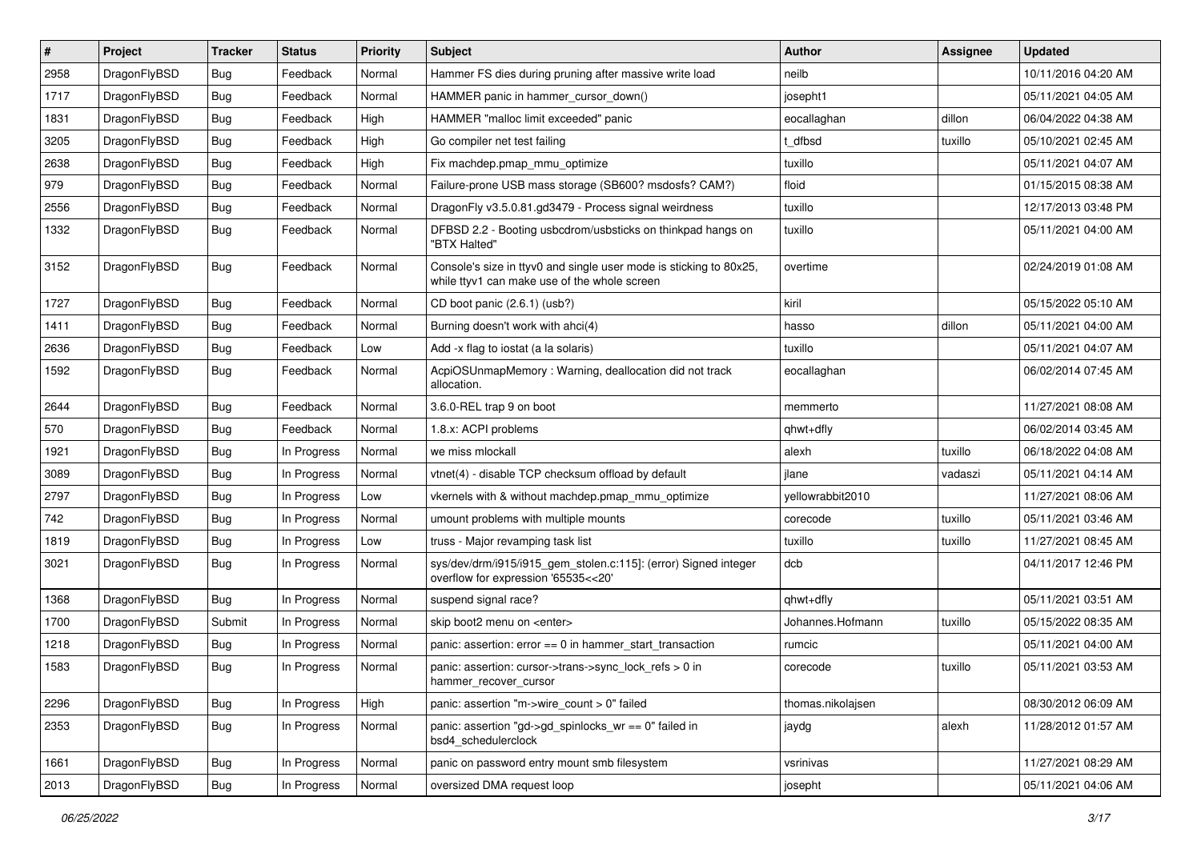| # | Project | Tracker | Status | Priority | Subject | Author | Assignee | Updated |
|---|---|---|---|---|---|---|---|---|
| 2958 | DragonFlyBSD | Bug | Feedback | Normal | Hammer FS dies during pruning after massive write load | neilb | | 10/11/2016 04:20 AM |
| 1717 | DragonFlyBSD | Bug | Feedback | Normal | HAMMER panic in hammer_cursor_down() | josepht1 | | 05/11/2021 04:05 AM |
| 1831 | DragonFlyBSD | Bug | Feedback | High | HAMMER "malloc limit exceeded" panic | eocallaghan | dillon | 06/04/2022 04:38 AM |
| 3205 | DragonFlyBSD | Bug | Feedback | High | Go compiler net test failing | t_dfbsd | tuxillo | 05/10/2021 02:45 AM |
| 2638 | DragonFlyBSD | Bug | Feedback | High | Fix machdep.pmap_mmu_optimize | tuxillo | | 05/11/2021 04:07 AM |
| 979 | DragonFlyBSD | Bug | Feedback | Normal | Failure-prone USB mass storage (SB600? msdosfs? CAM?) | floid | | 01/15/2015 08:38 AM |
| 2556 | DragonFlyBSD | Bug | Feedback | Normal | DragonFly v3.5.0.81.gd3479 - Process signal weirdness | tuxillo | | 12/17/2013 03:48 PM |
| 1332 | DragonFlyBSD | Bug | Feedback | Normal | DFBSD 2.2 - Booting usbcdrom/usbsticks on thinkpad hangs on "BTX Halted" | tuxillo | | 05/11/2021 04:00 AM |
| 3152 | DragonFlyBSD | Bug | Feedback | Normal | Console's size in ttyv0 and single user mode is sticking to 80x25, while ttyv1 can make use of the whole screen | overtime | | 02/24/2019 01:08 AM |
| 1727 | DragonFlyBSD | Bug | Feedback | Normal | CD boot panic (2.6.1) (usb?) | kiril | | 05/15/2022 05:10 AM |
| 1411 | DragonFlyBSD | Bug | Feedback | Normal | Burning doesn't work with ahci(4) | hasso | dillon | 05/11/2021 04:00 AM |
| 2636 | DragonFlyBSD | Bug | Feedback | Low | Add -x flag to iostat (a la solaris) | tuxillo | | 05/11/2021 04:07 AM |
| 1592 | DragonFlyBSD | Bug | Feedback | Normal | AcpiOSUnmapMemory : Warning, deallocation did not track allocation. | eocallaghan | | 06/02/2014 07:45 AM |
| 2644 | DragonFlyBSD | Bug | Feedback | Normal | 3.6.0-REL trap 9 on boot | memmerto | | 11/27/2021 08:08 AM |
| 570 | DragonFlyBSD | Bug | Feedback | Normal | 1.8.x: ACPI problems | qhwt+dfly | | 06/02/2014 03:45 AM |
| 1921 | DragonFlyBSD | Bug | In Progress | Normal | we miss mlockall | alexh | tuxillo | 06/18/2022 04:08 AM |
| 3089 | DragonFlyBSD | Bug | In Progress | Normal | vtnet(4) - disable TCP checksum offload by default | jlane | vadaszi | 05/11/2021 04:14 AM |
| 2797 | DragonFlyBSD | Bug | In Progress | Low | vkernels with & without machdep.pmap_mmu_optimize | yellowrabbit2010 | | 11/27/2021 08:06 AM |
| 742 | DragonFlyBSD | Bug | In Progress | Normal | umount problems with multiple mounts | corecode | tuxillo | 05/11/2021 03:46 AM |
| 1819 | DragonFlyBSD | Bug | In Progress | Low | truss - Major revamping task list | tuxillo | tuxillo | 11/27/2021 08:45 AM |
| 3021 | DragonFlyBSD | Bug | In Progress | Normal | sys/dev/drm/i915/i915_gem_stolen.c:115]: (error) Signed integer overflow for expression '65535<<20' | dcb | | 04/11/2017 12:46 PM |
| 1368 | DragonFlyBSD | Bug | In Progress | Normal | suspend signal race? | qhwt+dfly | | 05/11/2021 03:51 AM |
| 1700 | DragonFlyBSD | Submit | In Progress | Normal | skip boot2 menu on <enter> | Johannes.Hofmann | tuxillo | 05/15/2022 08:35 AM |
| 1218 | DragonFlyBSD | Bug | In Progress | Normal | panic: assertion: error == 0 in hammer_start_transaction | rumcic | | 05/11/2021 04:00 AM |
| 1583 | DragonFlyBSD | Bug | In Progress | Normal | panic: assertion: cursor->trans->sync_lock_refs > 0 in hammer_recover_cursor | corecode | tuxillo | 05/11/2021 03:53 AM |
| 2296 | DragonFlyBSD | Bug | In Progress | High | panic: assertion "m->wire_count > 0" failed | thomas.nikolajsen | | 08/30/2012 06:09 AM |
| 2353 | DragonFlyBSD | Bug | In Progress | Normal | panic: assertion "gd->gd_spinlocks_wr == 0" failed in bsd4_schedulerclock | jaydg | alexh | 11/28/2012 01:57 AM |
| 1661 | DragonFlyBSD | Bug | In Progress | Normal | panic on password entry mount smb filesystem | vsrinivas | | 11/27/2021 08:29 AM |
| 2013 | DragonFlyBSD | Bug | In Progress | Normal | oversized DMA request loop | josepht | | 05/11/2021 04:06 AM |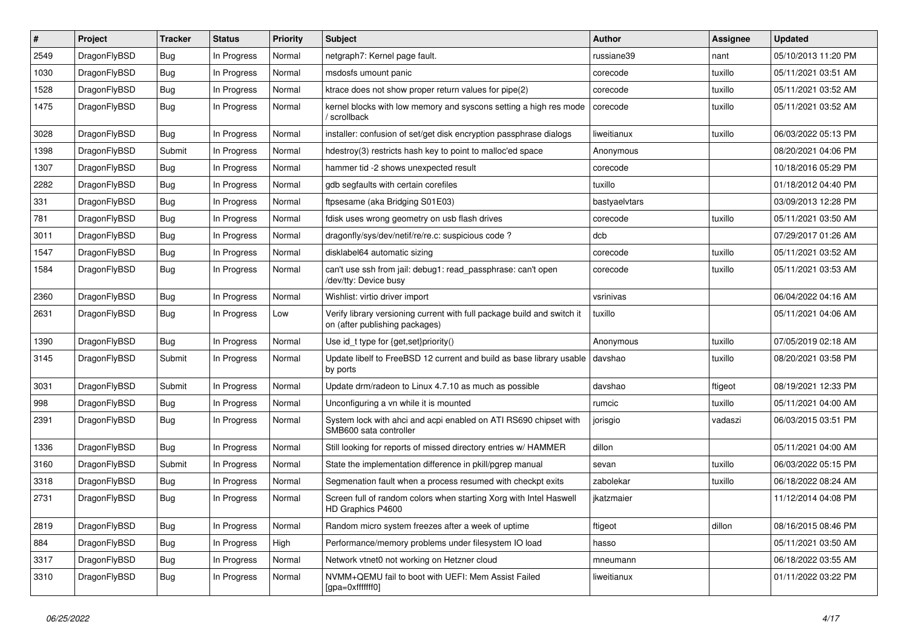| # | Project | Tracker | Status | Priority | Subject | Author | Assignee | Updated |
|---|---|---|---|---|---|---|---|---|
| 2549 | DragonFlyBSD | Bug | In Progress | Normal | netgraph7: Kernel page fault. | russiane39 | nant | 05/10/2013 11:20 PM |
| 1030 | DragonFlyBSD | Bug | In Progress | Normal | msdosfs umount panic | corecode | tuxillo | 05/11/2021 03:51 AM |
| 1528 | DragonFlyBSD | Bug | In Progress | Normal | ktrace does not show proper return values for pipe(2) | corecode | tuxillo | 05/11/2021 03:52 AM |
| 1475 | DragonFlyBSD | Bug | In Progress | Normal | kernel blocks with low memory and syscons setting a high res mode / scrollback | corecode | tuxillo | 05/11/2021 03:52 AM |
| 3028 | DragonFlyBSD | Bug | In Progress | Normal | installer: confusion of set/get disk encryption passphrase dialogs | liweitianux | tuxillo | 06/03/2022 05:13 PM |
| 1398 | DragonFlyBSD | Submit | In Progress | Normal | hdestroy(3) restricts hash key to point to malloc'ed space | Anonymous | | 08/20/2021 04:06 PM |
| 1307 | DragonFlyBSD | Bug | In Progress | Normal | hammer tid -2 shows unexpected result | corecode | | 10/18/2016 05:29 PM |
| 2282 | DragonFlyBSD | Bug | In Progress | Normal | gdb segfaults with certain corefiles | tuxillo | | 01/18/2012 04:40 PM |
| 331 | DragonFlyBSD | Bug | In Progress | Normal | ftpsesame (aka Bridging S01E03) | bastyaelvtars | | 03/09/2013 12:28 PM |
| 781 | DragonFlyBSD | Bug | In Progress | Normal | fdisk uses wrong geometry on usb flash drives | corecode | tuxillo | 05/11/2021 03:50 AM |
| 3011 | DragonFlyBSD | Bug | In Progress | Normal | dragonfly/sys/dev/netif/re/re.c: suspicious code ? | dcb | | 07/29/2017 01:26 AM |
| 1547 | DragonFlyBSD | Bug | In Progress | Normal | disklabel64 automatic sizing | corecode | tuxillo | 05/11/2021 03:52 AM |
| 1584 | DragonFlyBSD | Bug | In Progress | Normal | can't use ssh from jail: debug1: read_passphrase: can't open /dev/tty: Device busy | corecode | tuxillo | 05/11/2021 03:53 AM |
| 2360 | DragonFlyBSD | Bug | In Progress | Normal | Wishlist: virtio driver import | vsrinivas | | 06/04/2022 04:16 AM |
| 2631 | DragonFlyBSD | Bug | In Progress | Low | Verify library versioning current with full package build and switch it on (after publishing packages) | tuxillo | | 05/11/2021 04:06 AM |
| 1390 | DragonFlyBSD | Bug | In Progress | Normal | Use id_t type for {get,set}priority() | Anonymous | tuxillo | 07/05/2019 02:18 AM |
| 3145 | DragonFlyBSD | Submit | In Progress | Normal | Update libelf to FreeBSD 12 current and build as base library usable by ports | davshao | tuxillo | 08/20/2021 03:58 PM |
| 3031 | DragonFlyBSD | Submit | In Progress | Normal | Update drm/radeon to Linux 4.7.10 as much as possible | davshao | ftigeot | 08/19/2021 12:33 PM |
| 998 | DragonFlyBSD | Bug | In Progress | Normal | Unconfiguring a vn while it is mounted | rumcic | tuxillo | 05/11/2021 04:00 AM |
| 2391 | DragonFlyBSD | Bug | In Progress | Normal | System lock with ahci and acpi enabled on ATI RS690 chipset with SMB600 sata controller | jorisgio | vadaszi | 06/03/2015 03:51 PM |
| 1336 | DragonFlyBSD | Bug | In Progress | Normal | Still looking for reports of missed directory entries w/ HAMMER | dillon | | 05/11/2021 04:00 AM |
| 3160 | DragonFlyBSD | Submit | In Progress | Normal | State the implementation difference in pkill/pgrep manual | sevan | tuxillo | 06/03/2022 05:15 PM |
| 3318 | DragonFlyBSD | Bug | In Progress | Normal | Segmenation fault when a process resumed with checkpt exits | zabolekar | tuxillo | 06/18/2022 08:24 AM |
| 2731 | DragonFlyBSD | Bug | In Progress | Normal | Screen full of random colors when starting Xorg with Intel Haswell HD Graphics P4600 | jkatzmaier | | 11/12/2014 04:08 PM |
| 2819 | DragonFlyBSD | Bug | In Progress | Normal | Random micro system freezes after a week of uptime | ftigeot | dillon | 08/16/2015 08:46 PM |
| 884 | DragonFlyBSD | Bug | In Progress | High | Performance/memory problems under filesystem IO load | hasso | | 05/11/2021 03:50 AM |
| 3317 | DragonFlyBSD | Bug | In Progress | Normal | Network vtnet0 not working on Hetzner cloud | mneumann | | 06/18/2022 03:55 AM |
| 3310 | DragonFlyBSD | Bug | In Progress | Normal | NVMM+QEMU fail to boot with UEFI: Mem Assist Failed [gpa=0xfffffff0] | liweitianux | | 01/11/2022 03:22 PM |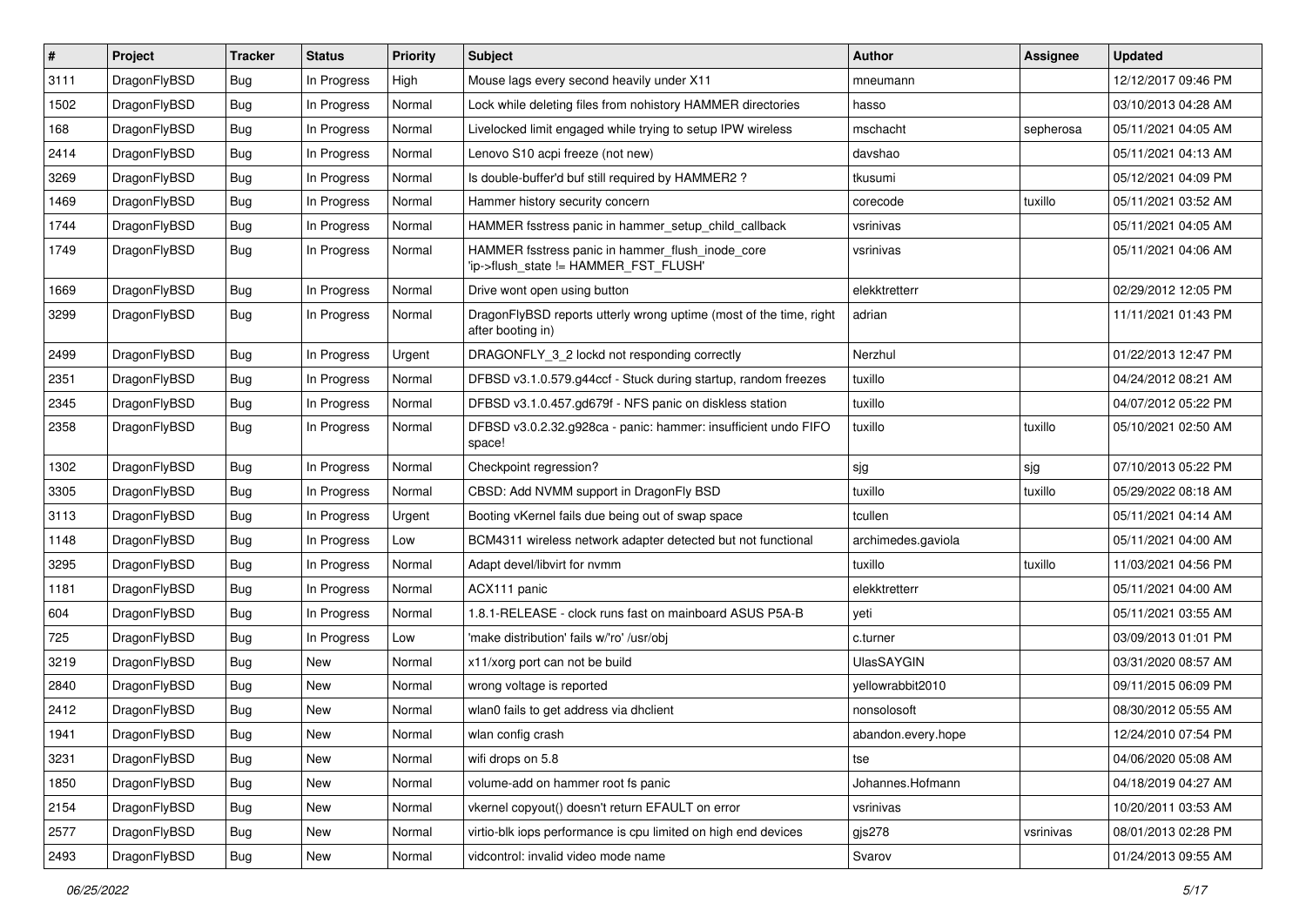| # | Project | Tracker | Status | Priority | Subject | Author | Assignee | Updated |
|---|---|---|---|---|---|---|---|---|
| 3111 | DragonFlyBSD | Bug | In Progress | High | Mouse lags every second heavily under X11 | mneumann | | 12/12/2017 09:46 PM |
| 1502 | DragonFlyBSD | Bug | In Progress | Normal | Lock while deleting files from nohistory HAMMER directories | hasso | | 03/10/2013 04:28 AM |
| 168 | DragonFlyBSD | Bug | In Progress | Normal | Livelocked limit engaged while trying to setup IPW wireless | mschacht | sepherosa | 05/11/2021 04:05 AM |
| 2414 | DragonFlyBSD | Bug | In Progress | Normal | Lenovo S10 acpi freeze (not new) | davshao | | 05/11/2021 04:13 AM |
| 3269 | DragonFlyBSD | Bug | In Progress | Normal | Is double-buffer'd buf still required by HAMMER2 ? | tkusumi | | 05/12/2021 04:09 PM |
| 1469 | DragonFlyBSD | Bug | In Progress | Normal | Hammer history security concern | corecode | tuxillo | 05/11/2021 03:52 AM |
| 1744 | DragonFlyBSD | Bug | In Progress | Normal | HAMMER fsstress panic in hammer_setup_child_callback | vsrinivas | | 05/11/2021 04:05 AM |
| 1749 | DragonFlyBSD | Bug | In Progress | Normal | HAMMER fsstress panic in hammer_flush_inode_core 'ip->flush_state != HAMMER_FST_FLUSH' | vsrinivas | | 05/11/2021 04:06 AM |
| 1669 | DragonFlyBSD | Bug | In Progress | Normal | Drive wont open using button | elekktretterr | | 02/29/2012 12:05 PM |
| 3299 | DragonFlyBSD | Bug | In Progress | Normal | DragonFlyBSD reports utterly wrong uptime (most of the time, right after booting in) | adrian | | 11/11/2021 01:43 PM |
| 2499 | DragonFlyBSD | Bug | In Progress | Urgent | DRAGONFLY_3_2 lockd not responding correctly | Nerzhul | | 01/22/2013 12:47 PM |
| 2351 | DragonFlyBSD | Bug | In Progress | Normal | DFBSD v3.1.0.579.g44ccf - Stuck during startup, random freezes | tuxillo | | 04/24/2012 08:21 AM |
| 2345 | DragonFlyBSD | Bug | In Progress | Normal | DFBSD v3.1.0.457.gd679f - NFS panic on diskless station | tuxillo | | 04/07/2012 05:22 PM |
| 2358 | DragonFlyBSD | Bug | In Progress | Normal | DFBSD v3.0.2.32.g928ca - panic: hammer: insufficient undo FIFO space! | tuxillo | tuxillo | 05/10/2021 02:50 AM |
| 1302 | DragonFlyBSD | Bug | In Progress | Normal | Checkpoint regression? | sjg | sjg | 07/10/2013 05:22 PM |
| 3305 | DragonFlyBSD | Bug | In Progress | Normal | CBSD: Add NVMM support in DragonFly BSD | tuxillo | tuxillo | 05/29/2022 08:18 AM |
| 3113 | DragonFlyBSD | Bug | In Progress | Urgent | Booting vKernel fails due being out of swap space | tcullen | | 05/11/2021 04:14 AM |
| 1148 | DragonFlyBSD | Bug | In Progress | Low | BCM4311 wireless network adapter detected but not functional | archimedes.gaviola | | 05/11/2021 04:00 AM |
| 3295 | DragonFlyBSD | Bug | In Progress | Normal | Adapt devel/libvirt for nvmm | tuxillo | tuxillo | 11/03/2021 04:56 PM |
| 1181 | DragonFlyBSD | Bug | In Progress | Normal | ACX111 panic | elekktretterr | | 05/11/2021 04:00 AM |
| 604 | DragonFlyBSD | Bug | In Progress | Normal | 1.8.1-RELEASE - clock runs fast on mainboard ASUS P5A-B | yeti | | 05/11/2021 03:55 AM |
| 725 | DragonFlyBSD | Bug | In Progress | Low | 'make distribution' fails w/'ro' /usr/obj | c.turner | | 03/09/2013 01:01 PM |
| 3219 | DragonFlyBSD | Bug | New | Normal | x11/xorg port can not be build | UlasSAYGIN | | 03/31/2020 08:57 AM |
| 2840 | DragonFlyBSD | Bug | New | Normal | wrong voltage is reported | yellowrabbit2010 | | 09/11/2015 06:09 PM |
| 2412 | DragonFlyBSD | Bug | New | Normal | wlan0 fails to get address via dhclient | nonsolosoft | | 08/30/2012 05:55 AM |
| 1941 | DragonFlyBSD | Bug | New | Normal | wlan config crash | abandon.every.hope | | 12/24/2010 07:54 PM |
| 3231 | DragonFlyBSD | Bug | New | Normal | wifi drops on 5.8 | tse | | 04/06/2020 05:08 AM |
| 1850 | DragonFlyBSD | Bug | New | Normal | volume-add on hammer root fs panic | Johannes.Hofmann | | 04/18/2019 04:27 AM |
| 2154 | DragonFlyBSD | Bug | New | Normal | vkernel copyout() doesn't return EFAULT on error | vsrinivas | | 10/20/2011 03:53 AM |
| 2577 | DragonFlyBSD | Bug | New | Normal | virtio-blk iops performance is cpu limited on high end devices | gjs278 | vsrinivas | 08/01/2013 02:28 PM |
| 2493 | DragonFlyBSD | Bug | New | Normal | vidcontrol: invalid video mode name | Svarov | | 01/24/2013 09:55 AM |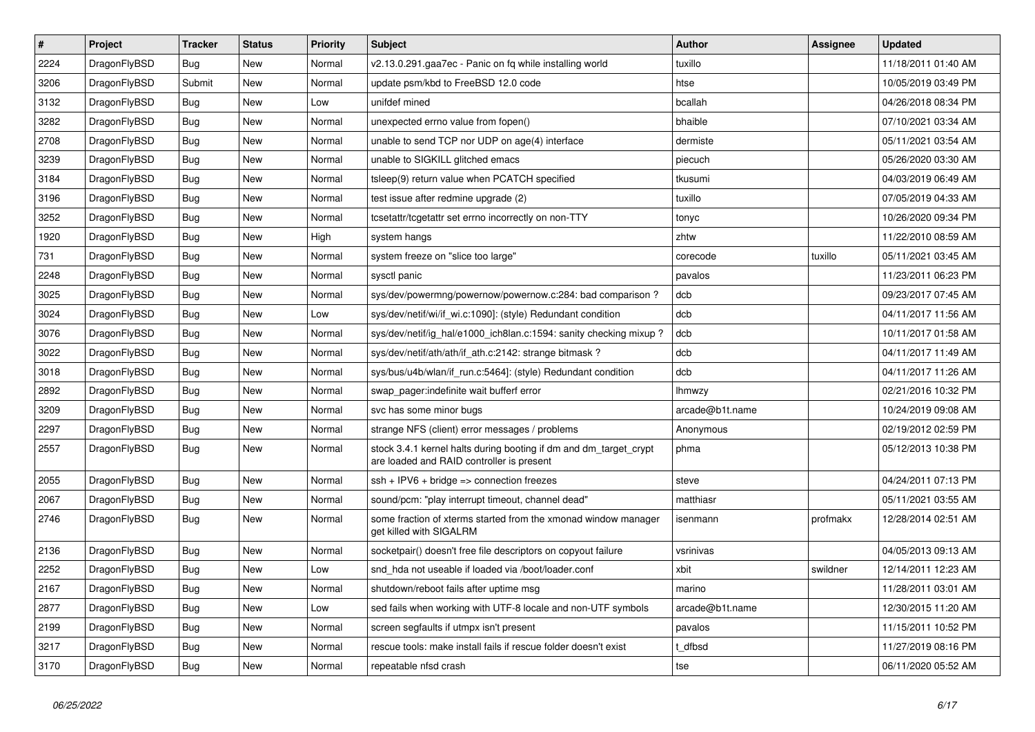| # | Project | Tracker | Status | Priority | Subject | Author | Assignee | Updated |
|---|---|---|---|---|---|---|---|---|
| 2224 | DragonFlyBSD | Bug | New | Normal | v2.13.0.291.gaa7ec - Panic on fq while installing world | tuxillo | | 11/18/2011 01:40 AM |
| 3206 | DragonFlyBSD | Submit | New | Normal | update psm/kbd to FreeBSD 12.0 code | htse | | 10/05/2019 03:49 PM |
| 3132 | DragonFlyBSD | Bug | New | Low | unifdef mined | bcallah | | 04/26/2018 08:34 PM |
| 3282 | DragonFlyBSD | Bug | New | Normal | unexpected errno value from fopen() | bhaible | | 07/10/2021 03:34 AM |
| 2708 | DragonFlyBSD | Bug | New | Normal | unable to send TCP nor UDP on age(4) interface | dermiste | | 05/11/2021 03:54 AM |
| 3239 | DragonFlyBSD | Bug | New | Normal | unable to SIGKILL glitched emacs | piecuch | | 05/26/2020 03:30 AM |
| 3184 | DragonFlyBSD | Bug | New | Normal | tsleep(9) return value when PCATCH specified | tkusumi | | 04/03/2019 06:49 AM |
| 3196 | DragonFlyBSD | Bug | New | Normal | test issue after redmine upgrade (2) | tuxillo | | 07/05/2019 04:33 AM |
| 3252 | DragonFlyBSD | Bug | New | Normal | tcsetattr/tcgetattr set errno incorrectly on non-TTY | tonyc | | 10/26/2020 09:34 PM |
| 1920 | DragonFlyBSD | Bug | New | High | system hangs | zhtw | | 11/22/2010 08:59 AM |
| 731 | DragonFlyBSD | Bug | New | Normal | system freeze on "slice too large" | corecode | tuxillo | 05/11/2021 03:45 AM |
| 2248 | DragonFlyBSD | Bug | New | Normal | sysctl panic | pavalos | | 11/23/2011 06:23 PM |
| 3025 | DragonFlyBSD | Bug | New | Normal | sys/dev/powermng/powernow/powernow.c:284: bad comparison ? | dcb | | 09/23/2017 07:45 AM |
| 3024 | DragonFlyBSD | Bug | New | Low | sys/dev/netif/wi/if_wi.c:1090]: (style) Redundant condition | dcb | | 04/11/2017 11:56 AM |
| 3076 | DragonFlyBSD | Bug | New | Normal | sys/dev/netif/ig_hal/e1000_ich8lan.c:1594: sanity checking mixup ? | dcb | | 10/11/2017 01:58 AM |
| 3022 | DragonFlyBSD | Bug | New | Normal | sys/dev/netif/ath/ath/if_ath.c:2142: strange bitmask ? | dcb | | 04/11/2017 11:49 AM |
| 3018 | DragonFlyBSD | Bug | New | Normal | sys/bus/u4b/wlan/if_run.c:5464]: (style) Redundant condition | dcb | | 04/11/2017 11:26 AM |
| 2892 | DragonFlyBSD | Bug | New | Normal | swap_pager:indefinite wait bufferf error | lhmwzy | | 02/21/2016 10:32 PM |
| 3209 | DragonFlyBSD | Bug | New | Normal | svc has some minor bugs | arcade@b1t.name | | 10/24/2019 09:08 AM |
| 2297 | DragonFlyBSD | Bug | New | Normal | strange NFS (client) error messages / problems | Anonymous | | 02/19/2012 02:59 PM |
| 2557 | DragonFlyBSD | Bug | New | Normal | stock 3.4.1 kernel halts during booting if dm and dm_target_crypt are loaded and RAID controller is present | phma | | 05/12/2013 10:38 PM |
| 2055 | DragonFlyBSD | Bug | New | Normal | ssh + IPV6 + bridge => connection freezes | steve | | 04/24/2011 07:13 PM |
| 2067 | DragonFlyBSD | Bug | New | Normal | sound/pcm: "play interrupt timeout, channel dead" | matthiasr | | 05/11/2021 03:55 AM |
| 2746 | DragonFlyBSD | Bug | New | Normal | some fraction of xterms started from the xmonad window manager get killed with SIGALRM | isenmann | profmakx | 12/28/2014 02:51 AM |
| 2136 | DragonFlyBSD | Bug | New | Normal | socketpair() doesn't free file descriptors on copyout failure | vsrinivas | | 04/05/2013 09:13 AM |
| 2252 | DragonFlyBSD | Bug | New | Low | snd_hda not useable if loaded via /boot/loader.conf | xbit | swildner | 12/14/2011 12:23 AM |
| 2167 | DragonFlyBSD | Bug | New | Normal | shutdown/reboot fails after uptime msg | marino | | 11/28/2011 03:01 AM |
| 2877 | DragonFlyBSD | Bug | New | Low | sed fails when working with UTF-8 locale and non-UTF symbols | arcade@b1t.name | | 12/30/2015 11:20 AM |
| 2199 | DragonFlyBSD | Bug | New | Normal | screen segfaults if utmpx isn't present | pavalos | | 11/15/2011 10:52 PM |
| 3217 | DragonFlyBSD | Bug | New | Normal | rescue tools: make install fails if rescue folder doesn't exist | t_dfbsd | | 11/27/2019 08:16 PM |
| 3170 | DragonFlyBSD | Bug | New | Normal | repeatable nfsd crash | tse | | 06/11/2020 05:52 AM |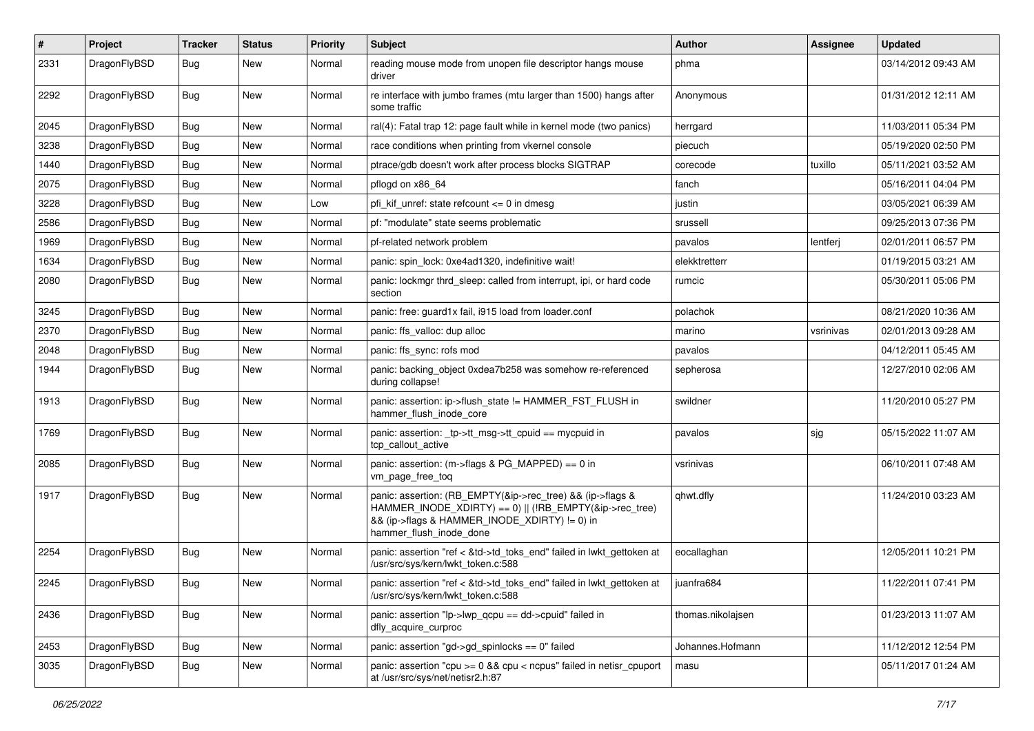| # | Project | Tracker | Status | Priority | Subject | Author | Assignee | Updated |
|---|---|---|---|---|---|---|---|---|
| 2331 | DragonFlyBSD | Bug | New | Normal | reading mouse mode from unopen file descriptor hangs mouse driver | phma | | 03/14/2012 09:43 AM |
| 2292 | DragonFlyBSD | Bug | New | Normal | re interface with jumbo frames (mtu larger than 1500) hangs after some traffic | Anonymous | | 01/31/2012 12:11 AM |
| 2045 | DragonFlyBSD | Bug | New | Normal | ral(4): Fatal trap 12: page fault while in kernel mode (two panics) | herrgard | | 11/03/2011 05:34 PM |
| 3238 | DragonFlyBSD | Bug | New | Normal | race conditions when printing from vkernel console | piecuch | | 05/19/2020 02:50 PM |
| 1440 | DragonFlyBSD | Bug | New | Normal | ptrace/gdb doesn't work after process blocks SIGTRAP | corecode | tuxillo | 05/11/2021 03:52 AM |
| 2075 | DragonFlyBSD | Bug | New | Normal | pflogd on x86_64 | fanch | | 05/16/2011 04:04 PM |
| 3228 | DragonFlyBSD | Bug | New | Low | pfi_kif_unref: state refcount <= 0 in dmesg | justin | | 03/05/2021 06:39 AM |
| 2586 | DragonFlyBSD | Bug | New | Normal | pf: "modulate" state seems problematic | srussell | | 09/25/2013 07:36 PM |
| 1969 | DragonFlyBSD | Bug | New | Normal | pf-related network problem | pavalos | lentferj | 02/01/2011 06:57 PM |
| 1634 | DragonFlyBSD | Bug | New | Normal | panic: spin_lock: 0xe4ad1320, indefinitive wait! | elekktretterr | | 01/19/2015 03:21 AM |
| 2080 | DragonFlyBSD | Bug | New | Normal | panic: lockmgr thrd_sleep: called from interrupt, ipi, or hard code section | rumcic | | 05/30/2011 05:06 PM |
| 3245 | DragonFlyBSD | Bug | New | Normal | panic: free: guard1x fail, i915 load from loader.conf | polachok | | 08/21/2020 10:36 AM |
| 2370 | DragonFlyBSD | Bug | New | Normal | panic: ffs_valloc: dup alloc | marino | vsrinivas | 02/01/2013 09:28 AM |
| 2048 | DragonFlyBSD | Bug | New | Normal | panic: ffs_sync: rofs mod | pavalos | | 04/12/2011 05:45 AM |
| 1944 | DragonFlyBSD | Bug | New | Normal | panic: backing_object 0xdea7b258 was somehow re-referenced during collapse! | sepherosa | | 12/27/2010 02:06 AM |
| 1913 | DragonFlyBSD | Bug | New | Normal | panic: assertion: ip->flush_state != HAMMER_FST_FLUSH in hammer_flush_inode_core | swildner | | 11/20/2010 05:27 PM |
| 1769 | DragonFlyBSD | Bug | New | Normal | panic: assertion: _tp->tt_msg->tt_cpuid == mycpuid in tcp_callout_active | pavalos | sjg | 05/15/2022 11:07 AM |
| 2085 | DragonFlyBSD | Bug | New | Normal | panic: assertion: (m->flags & PG_MAPPED) == 0 in vm_page_free_toq | vsrinivas | | 06/10/2011 07:48 AM |
| 1917 | DragonFlyBSD | Bug | New | Normal | panic: assertion: (RB_EMPTY(&ip->rec_tree) && (ip->flags & HAMMER_INODE_XDIRTY) == 0) \|\| (!RB_EMPTY(&ip->rec_tree) && (ip->flags & HAMMER_INODE_XDIRTY) != 0) in hammer_flush_inode_done | qhwt.dfly | | 11/24/2010 03:23 AM |
| 2254 | DragonFlyBSD | Bug | New | Normal | panic: assertion "ref < &td->td_toks_end" failed in lwkt_gettoken at /usr/src/sys/kern/lwkt_token.c:588 | eocallaghan | | 12/05/2011 10:21 PM |
| 2245 | DragonFlyBSD | Bug | New | Normal | panic: assertion "ref < &td->td_toks_end" failed in lwkt_gettoken at /usr/src/sys/kern/lwkt_token.c:588 | juanfra684 | | 11/22/2011 07:41 PM |
| 2436 | DragonFlyBSD | Bug | New | Normal | panic: assertion "lp->lwp_qcpu == dd->cpuid" failed in dfly_acquire_curproc | thomas.nikolajsen | | 01/23/2013 11:07 AM |
| 2453 | DragonFlyBSD | Bug | New | Normal | panic: assertion "gd->gd_spinlocks == 0" failed | Johannes.Hofmann | | 11/12/2012 12:54 PM |
| 3035 | DragonFlyBSD | Bug | New | Normal | panic: assertion "cpu >= 0 && cpu < ncpus" failed in netisr_cpuport at /usr/src/sys/net/netisr2.h:87 | masu | | 05/11/2017 01:24 AM |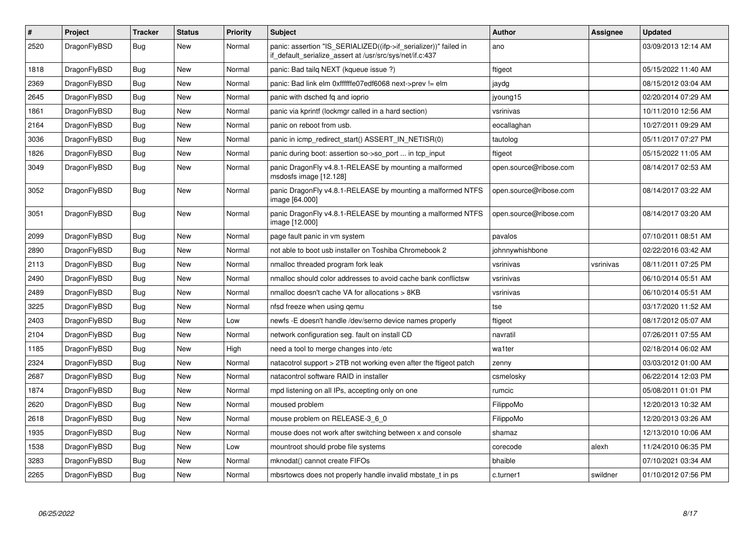| # | Project | Tracker | Status | Priority | Subject | Author | Assignee | Updated |
|---|---|---|---|---|---|---|---|---|
| 2520 | DragonFlyBSD | Bug | New | Normal | panic: assertion "IS_SERIALIZED((ifp->if_serializer))" failed in if_default_serialize_assert at /usr/src/sys/net/if.c:437 | ano | | 03/09/2013 12:14 AM |
| 1818 | DragonFlyBSD | Bug | New | Normal | panic: Bad tailq NEXT (kqueue issue ?) | ftigeot | | 05/15/2022 11:40 AM |
| 2369 | DragonFlyBSD | Bug | New | Normal | panic: Bad link elm 0xffffffe07edf6068 next->prev != elm | jaydg | | 08/15/2012 03:04 AM |
| 2645 | DragonFlyBSD | Bug | New | Normal | panic with dsched fq and ioprio | jyoung15 | | 02/20/2014 07:29 AM |
| 1861 | DragonFlyBSD | Bug | New | Normal | panic via kprintf (lockmgr called in a hard section) | vsrinivas | | 10/11/2010 12:56 AM |
| 2164 | DragonFlyBSD | Bug | New | Normal | panic on reboot from usb. | eocallaghan | | 10/27/2011 09:29 AM |
| 3036 | DragonFlyBSD | Bug | New | Normal | panic in icmp_redirect_start() ASSERT_IN_NETISR(0) | tautolog | | 05/11/2017 07:27 PM |
| 1826 | DragonFlyBSD | Bug | New | Normal | panic during boot: assertion so->so_port ... in tcp_input | ftigeot | | 05/15/2022 11:05 AM |
| 3049 | DragonFlyBSD | Bug | New | Normal | panic DragonFly v4.8.1-RELEASE by mounting a malformed msdosfs image [12.128] | open.source@ribose.com | | 08/14/2017 02:53 AM |
| 3052 | DragonFlyBSD | Bug | New | Normal | panic DragonFly v4.8.1-RELEASE by mounting a malformed NTFS image [64.000] | open.source@ribose.com | | 08/14/2017 03:22 AM |
| 3051 | DragonFlyBSD | Bug | New | Normal | panic DragonFly v4.8.1-RELEASE by mounting a malformed NTFS image [12.000] | open.source@ribose.com | | 08/14/2017 03:20 AM |
| 2099 | DragonFlyBSD | Bug | New | Normal | page fault panic in vm system | pavalos | | 07/10/2011 08:51 AM |
| 2890 | DragonFlyBSD | Bug | New | Normal | not able to boot usb installer on Toshiba Chromebook 2 | johnnywhishbone | | 02/22/2016 03:42 AM |
| 2113 | DragonFlyBSD | Bug | New | Normal | nmalloc threaded program fork leak | vsrinivas | vsrinivas | 08/11/2011 07:25 PM |
| 2490 | DragonFlyBSD | Bug | New | Normal | nmalloc should color addresses to avoid cache bank conflictsw | vsrinivas | | 06/10/2014 05:51 AM |
| 2489 | DragonFlyBSD | Bug | New | Normal | nmalloc doesn't cache VA for allocations > 8KB | vsrinivas | | 06/10/2014 05:51 AM |
| 3225 | DragonFlyBSD | Bug | New | Normal | nfsd freeze when using qemu | tse | | 03/17/2020 11:52 AM |
| 2403 | DragonFlyBSD | Bug | New | Low | newfs -E doesn't handle /dev/serno device names properly | ftigeot | | 08/17/2012 05:07 AM |
| 2104 | DragonFlyBSD | Bug | New | Normal | network configuration seg. fault on install CD | navratil | | 07/26/2011 07:55 AM |
| 1185 | DragonFlyBSD | Bug | New | High | need a tool to merge changes into /etc | wa1ter | | 02/18/2014 06:02 AM |
| 2324 | DragonFlyBSD | Bug | New | Normal | natacotrol support > 2TB not working even after the ftigeot patch | zenny | | 03/03/2012 01:00 AM |
| 2687 | DragonFlyBSD | Bug | New | Normal | natacontrol software RAID in installer | csmelosky | | 06/22/2014 12:03 PM |
| 1874 | DragonFlyBSD | Bug | New | Normal | mpd listening on all IPs, accepting only on one | rumcic | | 05/08/2011 01:01 PM |
| 2620 | DragonFlyBSD | Bug | New | Normal | moused problem | FilippoMo | | 12/20/2013 10:32 AM |
| 2618 | DragonFlyBSD | Bug | New | Normal | mouse problem on RELEASE-3_6_0 | FilippoMo | | 12/20/2013 03:26 AM |
| 1935 | DragonFlyBSD | Bug | New | Normal | mouse does not work after switching between x and console | shamaz | | 12/13/2010 10:06 AM |
| 1538 | DragonFlyBSD | Bug | New | Low | mountroot should probe file systems | corecode | alexh | 11/24/2010 06:35 PM |
| 3283 | DragonFlyBSD | Bug | New | Normal | mknodat() cannot create FIFOs | bhaible | | 07/10/2021 03:34 AM |
| 2265 | DragonFlyBSD | Bug | New | Normal | mbsrtowcs does not properly handle invalid mbstate_t in ps | c.turner1 | swildner | 01/10/2012 07:56 PM |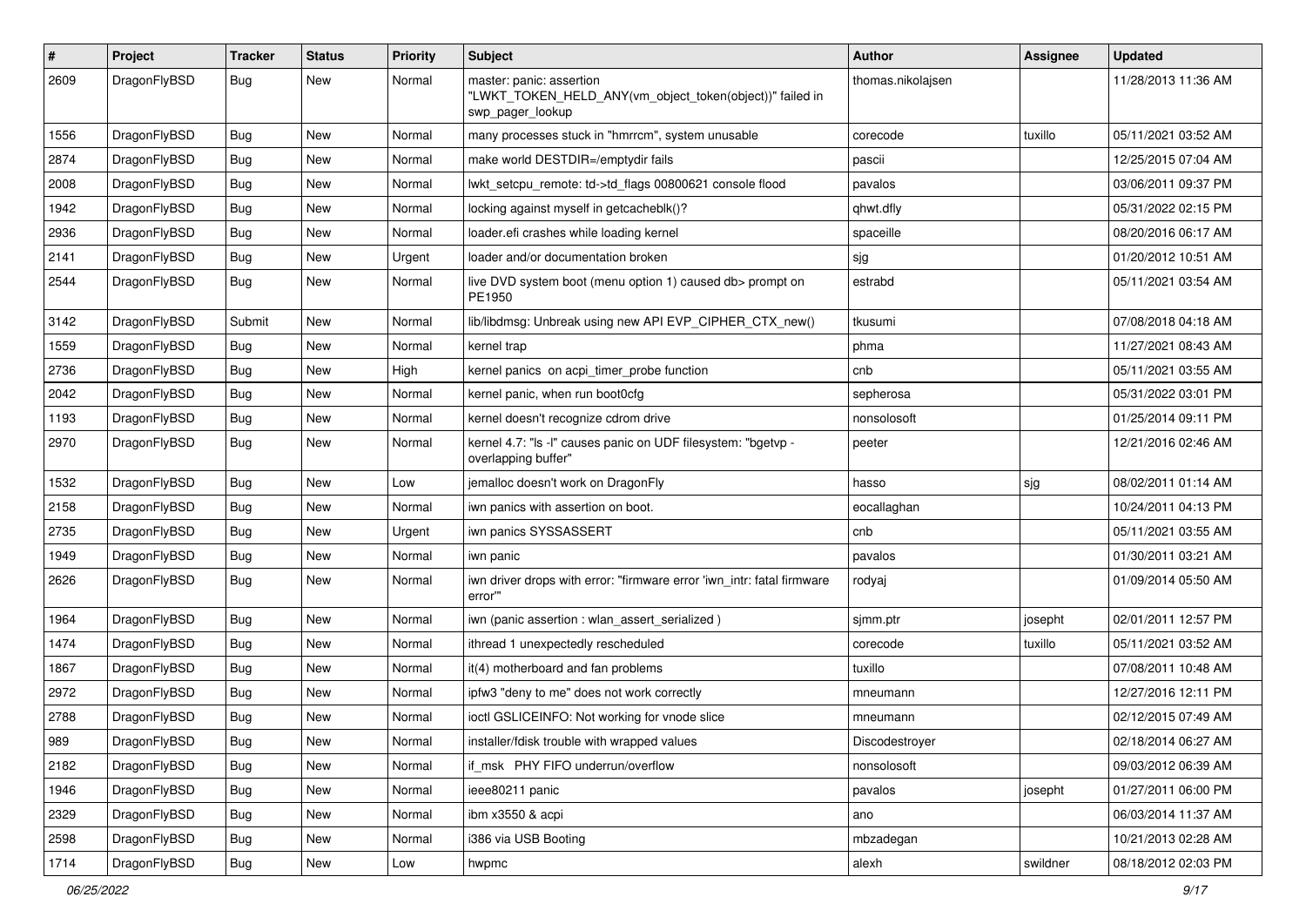| # | Project | Tracker | Status | Priority | Subject | Author | Assignee | Updated |
|---|---|---|---|---|---|---|---|---|
| 2609 | DragonFlyBSD | Bug | New | Normal | master: panic: assertion "LWKT_TOKEN_HELD_ANY(vm_object_token(object))" failed in swp_pager_lookup | thomas.nikolajsen | | 11/28/2013 11:36 AM |
| 1556 | DragonFlyBSD | Bug | New | Normal | many processes stuck in "hmrrcm", system unusable | corecode | tuxillo | 05/11/2021 03:52 AM |
| 2874 | DragonFlyBSD | Bug | New | Normal | make world DESTDIR=/emptydir fails | pascii | | 12/25/2015 07:04 AM |
| 2008 | DragonFlyBSD | Bug | New | Normal | lwkt_setcpu_remote: td->td_flags 00800621 console flood | pavalos | | 03/06/2011 09:37 PM |
| 1942 | DragonFlyBSD | Bug | New | Normal | locking against myself in getcacheblk()? | qhwt.dfly | | 05/31/2022 02:15 PM |
| 2936 | DragonFlyBSD | Bug | New | Normal | loader.efi crashes while loading kernel | spaceille | | 08/20/2016 06:17 AM |
| 2141 | DragonFlyBSD | Bug | New | Urgent | loader and/or documentation broken | sjg | | 01/20/2012 10:51 AM |
| 2544 | DragonFlyBSD | Bug | New | Normal | live DVD system boot (menu option 1) caused db> prompt on PE1950 | estrabd | | 05/11/2021 03:54 AM |
| 3142 | DragonFlyBSD | Submit | New | Normal | lib/libdmsg: Unbreak using new API EVP_CIPHER_CTX_new() | tkusumi | | 07/08/2018 04:18 AM |
| 1559 | DragonFlyBSD | Bug | New | Normal | kernel trap | phma | | 11/27/2021 08:43 AM |
| 2736 | DragonFlyBSD | Bug | New | High | kernel panics on acpi_timer_probe function | cnb | | 05/11/2021 03:55 AM |
| 2042 | DragonFlyBSD | Bug | New | Normal | kernel panic, when run boot0cfg | sepherosa | | 05/31/2022 03:01 PM |
| 1193 | DragonFlyBSD | Bug | New | Normal | kernel doesn't recognize cdrom drive | nonsolosoft | | 01/25/2014 09:11 PM |
| 2970 | DragonFlyBSD | Bug | New | Normal | kernel 4.7: "ls -l" causes panic on UDF filesystem: "bgetvp - overlapping buffer" | peeter | | 12/21/2016 02:46 AM |
| 1532 | DragonFlyBSD | Bug | New | Low | jemalloc doesn't work on DragonFly | hasso | sjg | 08/02/2011 01:14 AM |
| 2158 | DragonFlyBSD | Bug | New | Normal | iwn panics with assertion on boot. | eocallaghan | | 10/24/2011 04:13 PM |
| 2735 | DragonFlyBSD | Bug | New | Urgent | iwn panics SYSSASSERT | cnb | | 05/11/2021 03:55 AM |
| 1949 | DragonFlyBSD | Bug | New | Normal | iwn panic | pavalos | | 01/30/2011 03:21 AM |
| 2626 | DragonFlyBSD | Bug | New | Normal | iwn driver drops with error: "firmware error 'iwn_intr: fatal firmware error'" | rodyaj | | 01/09/2014 05:50 AM |
| 1964 | DragonFlyBSD | Bug | New | Normal | iwn (panic assertion : wlan_assert_serialized ) | sjmm.ptr | josepht | 02/01/2011 12:57 PM |
| 1474 | DragonFlyBSD | Bug | New | Normal | ithread 1 unexpectedly rescheduled | corecode | tuxillo | 05/11/2021 03:52 AM |
| 1867 | DragonFlyBSD | Bug | New | Normal | it(4) motherboard and fan problems | tuxillo | | 07/08/2011 10:48 AM |
| 2972 | DragonFlyBSD | Bug | New | Normal | ipfw3 "deny to me" does not work correctly | mneumann | | 12/27/2016 12:11 PM |
| 2788 | DragonFlyBSD | Bug | New | Normal | ioctl GSLICEINFO: Not working for vnode slice | mneumann | | 02/12/2015 07:49 AM |
| 989 | DragonFlyBSD | Bug | New | Normal | installer/fdisk trouble with wrapped values | Discodestroyer | | 02/18/2014 06:27 AM |
| 2182 | DragonFlyBSD | Bug | New | Normal | if_msk PHY FIFO underrun/overflow | nonsolosoft | | 09/03/2012 06:39 AM |
| 1946 | DragonFlyBSD | Bug | New | Normal | ieee80211 panic | pavalos | josepht | 01/27/2011 06:00 PM |
| 2329 | DragonFlyBSD | Bug | New | Normal | ibm x3550 & acpi | ano | | 06/03/2014 11:37 AM |
| 2598 | DragonFlyBSD | Bug | New | Normal | i386 via USB Booting | mbzadegan | | 10/21/2013 02:28 AM |
| 1714 | DragonFlyBSD | Bug | New | Low | hwpmc | alexh | swildner | 08/18/2012 02:03 PM |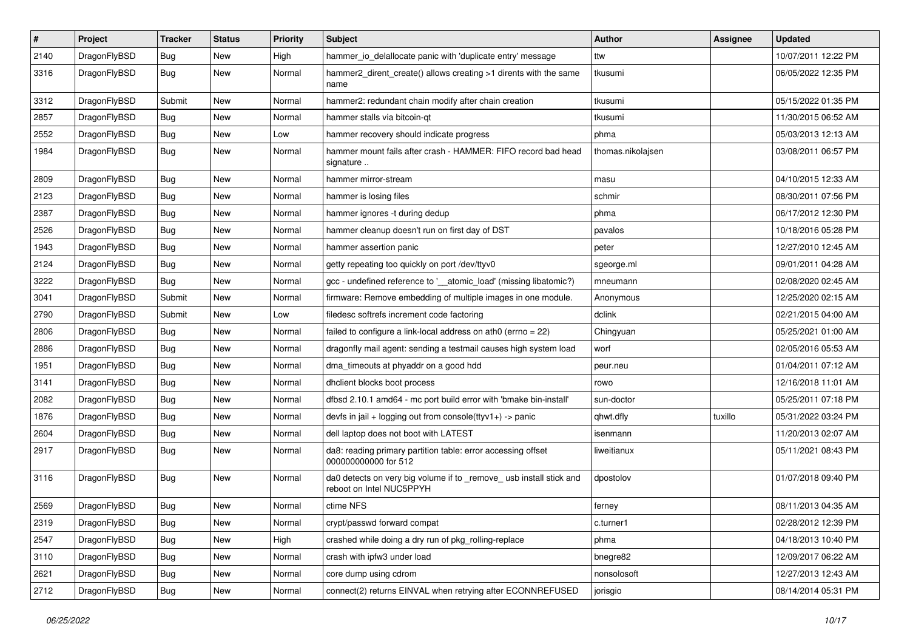| # | Project | Tracker | Status | Priority | Subject | Author | Assignee | Updated |
|---|---|---|---|---|---|---|---|---|
| 2140 | DragonFlyBSD | Bug | New | High | hammer_io_delallocate panic with 'duplicate entry' message | ttw | | 10/07/2011 12:22 PM |
| 3316 | DragonFlyBSD | Bug | New | Normal | hammer2_dirent_create() allows creating >1 dirents with the same name | tkusumi | | 06/05/2022 12:35 PM |
| 3312 | DragonFlyBSD | Submit | New | Normal | hammer2: redundant chain modify after chain creation | tkusumi | | 05/15/2022 01:35 PM |
| 2857 | DragonFlyBSD | Bug | New | Normal | hammer stalls via bitcoin-qt | tkusumi | | 11/30/2015 06:52 AM |
| 2552 | DragonFlyBSD | Bug | New | Low | hammer recovery should indicate progress | phma | | 05/03/2013 12:13 AM |
| 1984 | DragonFlyBSD | Bug | New | Normal | hammer mount fails after crash - HAMMER: FIFO record bad head signature .. | thomas.nikolajsen | | 03/08/2011 06:57 PM |
| 2809 | DragonFlyBSD | Bug | New | Normal | hammer mirror-stream | masu | | 04/10/2015 12:33 AM |
| 2123 | DragonFlyBSD | Bug | New | Normal | hammer is losing files | schmir | | 08/30/2011 07:56 PM |
| 2387 | DragonFlyBSD | Bug | New | Normal | hammer ignores -t during dedup | phma | | 06/17/2012 12:30 PM |
| 2526 | DragonFlyBSD | Bug | New | Normal | hammer cleanup doesn't run on first day of DST | pavalos | | 10/18/2016 05:28 PM |
| 1943 | DragonFlyBSD | Bug | New | Normal | hammer assertion panic | peter | | 12/27/2010 12:45 AM |
| 2124 | DragonFlyBSD | Bug | New | Normal | getty repeating too quickly on port /dev/ttyv0 | sgeorge.ml | | 09/01/2011 04:28 AM |
| 3222 | DragonFlyBSD | Bug | New | Normal | gcc - undefined reference to '__atomic_load' (missing libatomic?) | mneumann | | 02/08/2020 02:45 AM |
| 3041 | DragonFlyBSD | Submit | New | Normal | firmware: Remove embedding of multiple images in one module. | Anonymous | | 12/25/2020 02:15 AM |
| 2790 | DragonFlyBSD | Submit | New | Low | filedesc softrefs increment code factoring | dclink | | 02/21/2015 04:00 AM |
| 2806 | DragonFlyBSD | Bug | New | Normal | failed to configure a link-local address on ath0 (errno = 22) | Chingyuan | | 05/25/2021 01:00 AM |
| 2886 | DragonFlyBSD | Bug | New | Normal | dragonfly mail agent: sending a testmail causes high system load | worf | | 02/05/2016 05:53 AM |
| 1951 | DragonFlyBSD | Bug | New | Normal | dma_timeouts at phyaddr on a good hdd | peur.neu | | 01/04/2011 07:12 AM |
| 3141 | DragonFlyBSD | Bug | New | Normal | dhclient blocks boot process | rowo | | 12/16/2018 11:01 AM |
| 2082 | DragonFlyBSD | Bug | New | Normal | dfbsd 2.10.1 amd64 - mc port build error with 'bmake bin-install' | sun-doctor | | 05/25/2011 07:18 PM |
| 1876 | DragonFlyBSD | Bug | New | Normal | devfs in jail + logging out from console(ttyv1+) -> panic | qhwt.dfly | tuxillo | 05/31/2022 03:24 PM |
| 2604 | DragonFlyBSD | Bug | New | Normal | dell laptop does not boot with LATEST | isenmann | | 11/20/2013 02:07 AM |
| 2917 | DragonFlyBSD | Bug | New | Normal | da8: reading primary partition table: error accessing offset 000000000000 for 512 | liweitianux | | 05/11/2021 08:43 PM |
| 3116 | DragonFlyBSD | Bug | New | Normal | da0 detects on very big volume if to _remove_ usb install stick and reboot on Intel NUC5PPYH | dpostolov | | 01/07/2018 09:40 PM |
| 2569 | DragonFlyBSD | Bug | New | Normal | ctime NFS | ferney | | 08/11/2013 04:35 AM |
| 2319 | DragonFlyBSD | Bug | New | Normal | crypt/passwd forward compat | c.turner1 | | 02/28/2012 12:39 PM |
| 2547 | DragonFlyBSD | Bug | New | High | crashed while doing a dry run of pkg_rolling-replace | phma | | 04/18/2013 10:40 PM |
| 3110 | DragonFlyBSD | Bug | New | Normal | crash with ipfw3 under load | bnegre82 | | 12/09/2017 06:22 AM |
| 2621 | DragonFlyBSD | Bug | New | Normal | core dump using cdrom | nonsolosoft | | 12/27/2013 12:43 AM |
| 2712 | DragonFlyBSD | Bug | New | Normal | connect(2) returns EINVAL when retrying after ECONNREFUSED | jorisgio | | 08/14/2014 05:31 PM |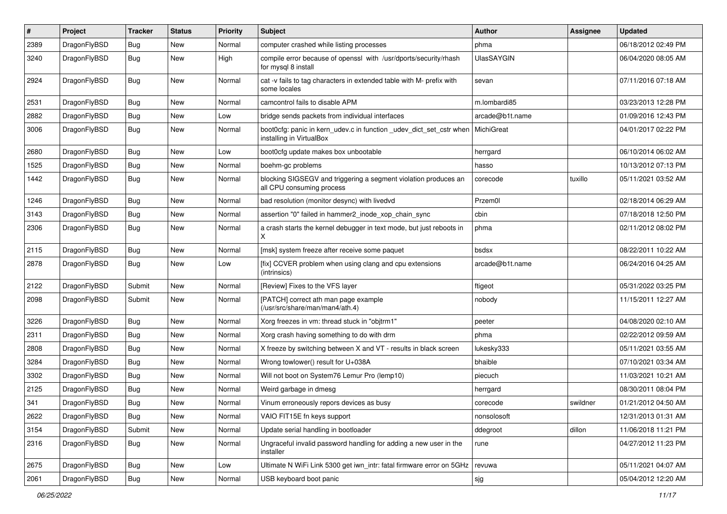| # | Project | Tracker | Status | Priority | Subject | Author | Assignee | Updated |
|---|---|---|---|---|---|---|---|---|
| 2389 | DragonFlyBSD | Bug | New | Normal | computer crashed while listing processes | phma | | 06/18/2012 02:49 PM |
| 3240 | DragonFlyBSD | Bug | New | High | compile error because of openssl with /usr/dports/security/rhash for mysql 8 install | UlasSAYGIN | | 06/04/2020 08:05 AM |
| 2924 | DragonFlyBSD | Bug | New | Normal | cat -v fails to tag characters in extended table with M- prefix with some locales | sevan | | 07/11/2016 07:18 AM |
| 2531 | DragonFlyBSD | Bug | New | Normal | camcontrol fails to disable APM | m.lombardi85 | | 03/23/2013 12:28 PM |
| 2882 | DragonFlyBSD | Bug | New | Low | bridge sends packets from individual interfaces | arcade@b1t.name | | 01/09/2016 12:43 PM |
| 3006 | DragonFlyBSD | Bug | New | Normal | boot0cfg: panic in kern_udev.c in function _udev_dict_set_cstr when installing in VirtualBox | MichiGreat | | 04/01/2017 02:22 PM |
| 2680 | DragonFlyBSD | Bug | New | Low | boot0cfg update makes box unbootable | herrgard | | 06/10/2014 06:02 AM |
| 1525 | DragonFlyBSD | Bug | New | Normal | boehm-gc problems | hasso | | 10/13/2012 07:13 PM |
| 1442 | DragonFlyBSD | Bug | New | Normal | blocking SIGSEGV and triggering a segment violation produces an all CPU consuming process | corecode | tuxillo | 05/11/2021 03:52 AM |
| 1246 | DragonFlyBSD | Bug | New | Normal | bad resolution (monitor desync) with livedvd | Przem0l | | 02/18/2014 06:29 AM |
| 3143 | DragonFlyBSD | Bug | New | Normal | assertion "0" failed in hammer2_inode_xop_chain_sync | cbin | | 07/18/2018 12:50 PM |
| 2306 | DragonFlyBSD | Bug | New | Normal | a crash starts the kernel debugger in text mode, but just reboots in X | phma | | 02/11/2012 08:02 PM |
| 2115 | DragonFlyBSD | Bug | New | Normal | [msk] system freeze after receive some paquet | bsdsx | | 08/22/2011 10:22 AM |
| 2878 | DragonFlyBSD | Bug | New | Low | [fix] CCVER problem when using clang and cpu extensions (intrinsics) | arcade@b1t.name | | 06/24/2016 04:25 AM |
| 2122 | DragonFlyBSD | Submit | New | Normal | [Review] Fixes to the VFS layer | ftigeot | | 05/31/2022 03:25 PM |
| 2098 | DragonFlyBSD | Submit | New | Normal | [PATCH] correct ath man page example (/usr/src/share/man/man4/ath.4) | nobody | | 11/15/2011 12:27 AM |
| 3226 | DragonFlyBSD | Bug | New | Normal | Xorg freezes in vm: thread stuck in "objtrm1" | peeter | | 04/08/2020 02:10 AM |
| 2311 | DragonFlyBSD | Bug | New | Normal | Xorg crash having something to do with drm | phma | | 02/22/2012 09:59 AM |
| 2808 | DragonFlyBSD | Bug | New | Normal | X freeze by switching between X and VT - results in black screen | lukesky333 | | 05/11/2021 03:55 AM |
| 3284 | DragonFlyBSD | Bug | New | Normal | Wrong towlower() result for U+038A | bhaible | | 07/10/2021 03:34 AM |
| 3302 | DragonFlyBSD | Bug | New | Normal | Will not boot on System76 Lemur Pro (lemp10) | piecuch | | 11/03/2021 10:21 AM |
| 2125 | DragonFlyBSD | Bug | New | Normal | Weird garbage in dmesg | herrgard | | 08/30/2011 08:04 PM |
| 341 | DragonFlyBSD | Bug | New | Normal | Vinum erroneously repors devices as busy | corecode | swildner | 01/21/2012 04:50 AM |
| 2622 | DragonFlyBSD | Bug | New | Normal | VAIO FIT15E fn keys support | nonsolosoft | | 12/31/2013 01:31 AM |
| 3154 | DragonFlyBSD | Submit | New | Normal | Update serial handling in bootloader | ddegroot | dillon | 11/06/2018 11:21 PM |
| 2316 | DragonFlyBSD | Bug | New | Normal | Ungraceful invalid password handling for adding a new user in the installer | rune | | 04/27/2012 11:23 PM |
| 2675 | DragonFlyBSD | Bug | New | Low | Ultimate N WiFi Link 5300 get iwn_intr: fatal firmware error on 5GHz | revuwa | | 05/11/2021 04:07 AM |
| 2061 | DragonFlyBSD | Bug | New | Normal | USB keyboard boot panic | sjg | | 05/04/2012 12:20 AM |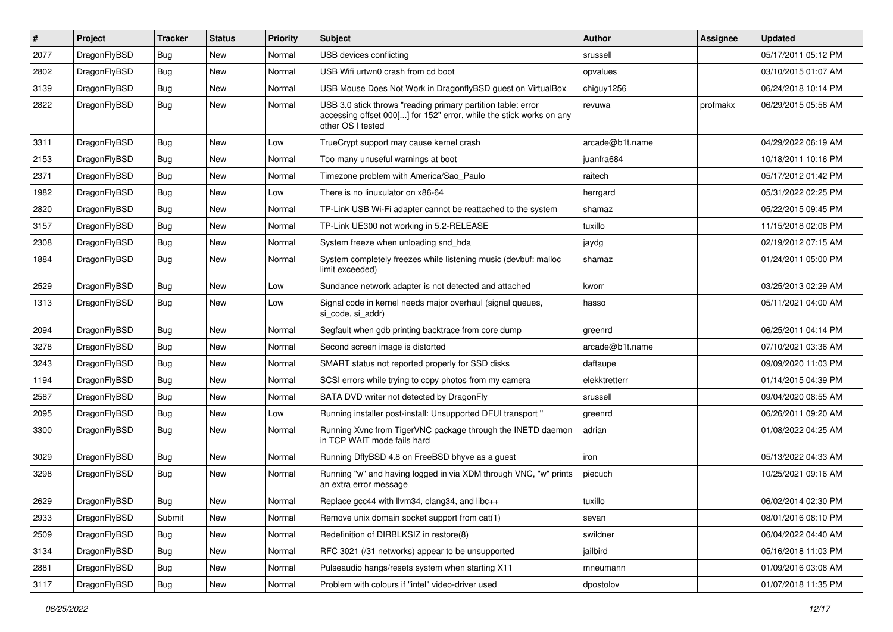| # | Project | Tracker | Status | Priority | Subject | Author | Assignee | Updated |
|---|---|---|---|---|---|---|---|---|
| 2077 | DragonFlyBSD | Bug | New | Normal | USB devices conflicting | srussell | | 05/17/2011 05:12 PM |
| 2802 | DragonFlyBSD | Bug | New | Normal | USB Wifi urtwn0 crash from cd boot | opvalues | | 03/10/2015 01:07 AM |
| 3139 | DragonFlyBSD | Bug | New | Normal | USB Mouse Does Not Work in DragonflyBSD guest on VirtualBox | chiguy1256 | | 06/24/2018 10:14 PM |
| 2822 | DragonFlyBSD | Bug | New | Normal | USB 3.0 stick throws "reading primary partition table: error accessing offset 000[...] for 152" error, while the stick works on any other OS I tested | revuwa | profmakx | 06/29/2015 05:56 AM |
| 3311 | DragonFlyBSD | Bug | New | Low | TrueCrypt support may cause kernel crash | arcade@b1t.name | | 04/29/2022 06:19 AM |
| 2153 | DragonFlyBSD | Bug | New | Normal | Too many unuseful warnings at boot | juanfra684 | | 10/18/2011 10:16 PM |
| 2371 | DragonFlyBSD | Bug | New | Normal | Timezone problem with America/Sao_Paulo | raitech | | 05/17/2012 01:42 PM |
| 1982 | DragonFlyBSD | Bug | New | Low | There is no linuxulator on x86-64 | herrgard | | 05/31/2022 02:25 PM |
| 2820 | DragonFlyBSD | Bug | New | Normal | TP-Link USB Wi-Fi adapter cannot be reattached to the system | shamaz | | 05/22/2015 09:45 PM |
| 3157 | DragonFlyBSD | Bug | New | Normal | TP-Link UE300 not working in 5.2-RELEASE | tuxillo | | 11/15/2018 02:08 PM |
| 2308 | DragonFlyBSD | Bug | New | Normal | System freeze when unloading snd_hda | jaydg | | 02/19/2012 07:15 AM |
| 1884 | DragonFlyBSD | Bug | New | Normal | System completely freezes while listening music (devbuf: malloc limit exceeded) | shamaz | | 01/24/2011 05:00 PM |
| 2529 | DragonFlyBSD | Bug | New | Low | Sundance network adapter is not detected and attached | kworr | | 03/25/2013 02:29 AM |
| 1313 | DragonFlyBSD | Bug | New | Low | Signal code in kernel needs major overhaul (signal queues, si_code, si_addr) | hasso | | 05/11/2021 04:00 AM |
| 2094 | DragonFlyBSD | Bug | New | Normal | Segfault when gdb printing backtrace from core dump | greenrd | | 06/25/2011 04:14 PM |
| 3278 | DragonFlyBSD | Bug | New | Normal | Second screen image is distorted | arcade@b1t.name | | 07/10/2021 03:36 AM |
| 3243 | DragonFlyBSD | Bug | New | Normal | SMART status not reported properly for SSD disks | daftaupe | | 09/09/2020 11:03 PM |
| 1194 | DragonFlyBSD | Bug | New | Normal | SCSI errors while trying to copy photos from my camera | elekktretterr | | 01/14/2015 04:39 PM |
| 2587 | DragonFlyBSD | Bug | New | Normal | SATA DVD writer not detected by DragonFly | srussell | | 09/04/2020 08:55 AM |
| 2095 | DragonFlyBSD | Bug | New | Low | Running installer post-install: Unsupported DFUI transport " | greenrd | | 06/26/2011 09:20 AM |
| 3300 | DragonFlyBSD | Bug | New | Normal | Running Xvnc from TigerVNC package through the INETD daemon in TCP WAIT mode fails hard | adrian | | 01/08/2022 04:25 AM |
| 3029 | DragonFlyBSD | Bug | New | Normal | Running DflyBSD 4.8 on FreeBSD bhyve as a guest | iron | | 05/13/2022 04:33 AM |
| 3298 | DragonFlyBSD | Bug | New | Normal | Running "w" and having logged in via XDM through VNC, "w" prints an extra error message | piecuch | | 10/25/2021 09:16 AM |
| 2629 | DragonFlyBSD | Bug | New | Normal | Replace gcc44 with llvm34, clang34, and libc++ | tuxillo | | 06/02/2014 02:30 PM |
| 2933 | DragonFlyBSD | Submit | New | Normal | Remove unix domain socket support from cat(1) | sevan | | 08/01/2016 08:10 PM |
| 2509 | DragonFlyBSD | Bug | New | Normal | Redefinition of DIRBLKSIZ in restore(8) | swildner | | 06/04/2022 04:40 AM |
| 3134 | DragonFlyBSD | Bug | New | Normal | RFC 3021 (/31 networks) appear to be unsupported | jailbird | | 05/16/2018 11:03 PM |
| 2881 | DragonFlyBSD | Bug | New | Normal | Pulseaudio hangs/resets system when starting X11 | mneumann | | 01/09/2016 03:08 AM |
| 3117 | DragonFlyBSD | Bug | New | Normal | Problem with colours if "intel" video-driver used | dpostolov | | 01/07/2018 11:35 PM |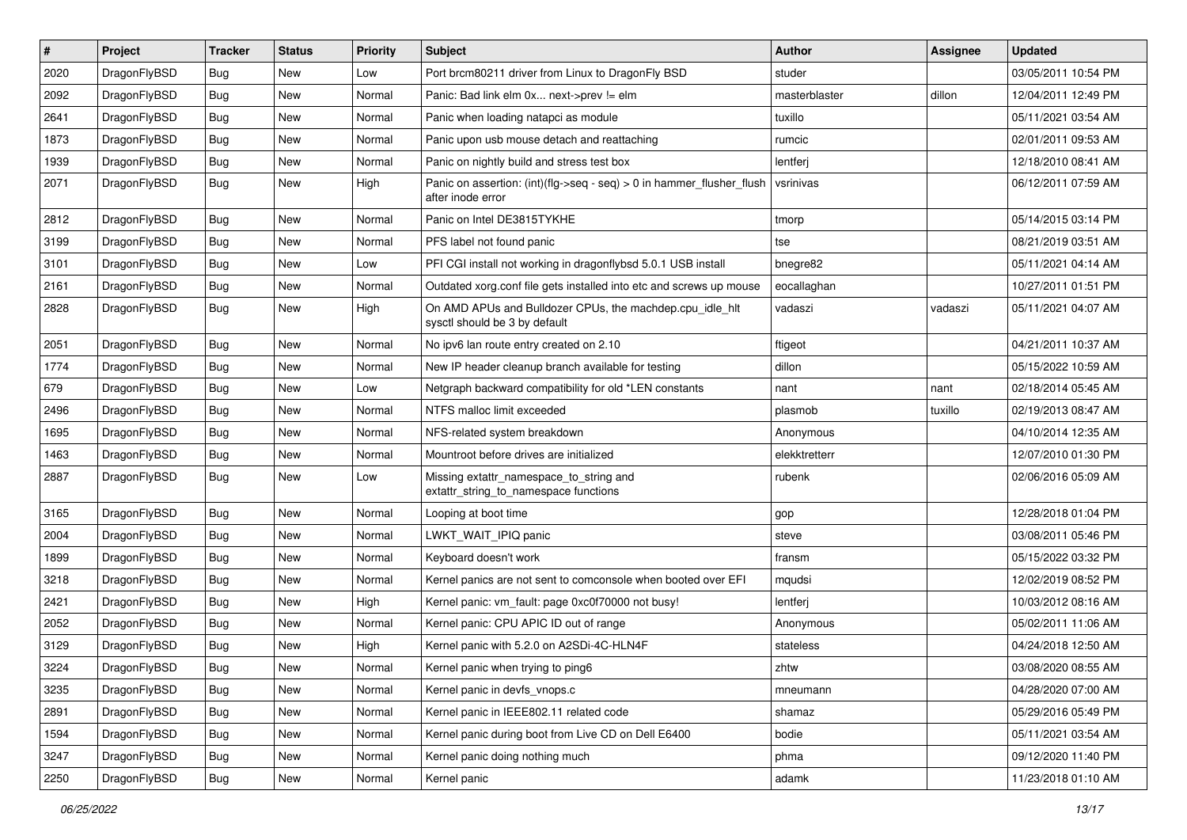| # | Project | Tracker | Status | Priority | Subject | Author | Assignee | Updated |
|---|---|---|---|---|---|---|---|---|
| 2020 | DragonFlyBSD | Bug | New | Low | Port brcm80211 driver from Linux to DragonFly BSD | studer | | 03/05/2011 10:54 PM |
| 2092 | DragonFlyBSD | Bug | New | Normal | Panic: Bad link elm 0x... next->prev != elm | masterblaster | dillon | 12/04/2011 12:49 PM |
| 2641 | DragonFlyBSD | Bug | New | Normal | Panic when loading natapci as module | tuxillo | | 05/11/2021 03:54 AM |
| 1873 | DragonFlyBSD | Bug | New | Normal | Panic upon usb mouse detach and reattaching | rumcic | | 02/01/2011 09:53 AM |
| 1939 | DragonFlyBSD | Bug | New | Normal | Panic on nightly build and stress test box | lentferj | | 12/18/2010 08:41 AM |
| 2071 | DragonFlyBSD | Bug | New | High | Panic on assertion: (int)(flg->seq - seq) > 0 in hammer_flusher_flush after inode error | vsrinivas | | 06/12/2011 07:59 AM |
| 2812 | DragonFlyBSD | Bug | New | Normal | Panic on Intel DE3815TYKHE | tmorp | | 05/14/2015 03:14 PM |
| 3199 | DragonFlyBSD | Bug | New | Normal | PFS label not found panic | tse | | 08/21/2019 03:51 AM |
| 3101 | DragonFlyBSD | Bug | New | Low | PFI CGI install not working in dragonflybsd 5.0.1 USB install | bnegre82 | | 05/11/2021 04:14 AM |
| 2161 | DragonFlyBSD | Bug | New | Normal | Outdated xorg.conf file gets installed into etc and screws up mouse | eocallaghan | | 10/27/2011 01:51 PM |
| 2828 | DragonFlyBSD | Bug | New | High | On AMD APUs and Bulldozer CPUs, the machdep.cpu_idle_hlt sysctl should be 3 by default | vadaszi | vadaszi | 05/11/2021 04:07 AM |
| 2051 | DragonFlyBSD | Bug | New | Normal | No ipv6 lan route entry created on 2.10 | ftigeot | | 04/21/2011 10:37 AM |
| 1774 | DragonFlyBSD | Bug | New | Normal | New IP header cleanup branch available for testing | dillon | | 05/15/2022 10:59 AM |
| 679 | DragonFlyBSD | Bug | New | Low | Netgraph backward compatibility for old *LEN constants | nant | nant | 02/18/2014 05:45 AM |
| 2496 | DragonFlyBSD | Bug | New | Normal | NTFS malloc limit exceeded | plasmob | tuxillo | 02/19/2013 08:47 AM |
| 1695 | DragonFlyBSD | Bug | New | Normal | NFS-related system breakdown | Anonymous | | 04/10/2014 12:35 AM |
| 1463 | DragonFlyBSD | Bug | New | Normal | Mountroot before drives are initialized | elekktretterr | | 12/07/2010 01:30 PM |
| 2887 | DragonFlyBSD | Bug | New | Low | Missing extattr_namespace_to_string and extattr_string_to_namespace functions | rubenk | | 02/06/2016 05:09 AM |
| 3165 | DragonFlyBSD | Bug | New | Normal | Looping at boot time | gop | | 12/28/2018 01:04 PM |
| 2004 | DragonFlyBSD | Bug | New | Normal | LWKT_WAIT_IPIQ panic | steve | | 03/08/2011 05:46 PM |
| 1899 | DragonFlyBSD | Bug | New | Normal | Keyboard doesn't work | fransm | | 05/15/2022 03:32 PM |
| 3218 | DragonFlyBSD | Bug | New | Normal | Kernel panics are not sent to comconsole when booted over EFI | mqudsi | | 12/02/2019 08:52 PM |
| 2421 | DragonFlyBSD | Bug | New | High | Kernel panic: vm_fault: page 0xc0f70000 not busy! | lentferj | | 10/03/2012 08:16 AM |
| 2052 | DragonFlyBSD | Bug | New | Normal | Kernel panic: CPU APIC ID out of range | Anonymous | | 05/02/2011 11:06 AM |
| 3129 | DragonFlyBSD | Bug | New | High | Kernel panic with 5.2.0 on A2SDi-4C-HLN4F | stateless | | 04/24/2018 12:50 AM |
| 3224 | DragonFlyBSD | Bug | New | Normal | Kernel panic when trying to ping6 | zhtw | | 03/08/2020 08:55 AM |
| 3235 | DragonFlyBSD | Bug | New | Normal | Kernel panic in devfs_vnops.c | mneumann | | 04/28/2020 07:00 AM |
| 2891 | DragonFlyBSD | Bug | New | Normal | Kernel panic in IEEE802.11 related code | shamaz | | 05/29/2016 05:49 PM |
| 1594 | DragonFlyBSD | Bug | New | Normal | Kernel panic during boot from Live CD on Dell E6400 | bodie | | 05/11/2021 03:54 AM |
| 3247 | DragonFlyBSD | Bug | New | Normal | Kernel panic doing nothing much | phma | | 09/12/2020 11:40 PM |
| 2250 | DragonFlyBSD | Bug | New | Normal | Kernel panic | adamk | | 11/23/2018 01:10 AM |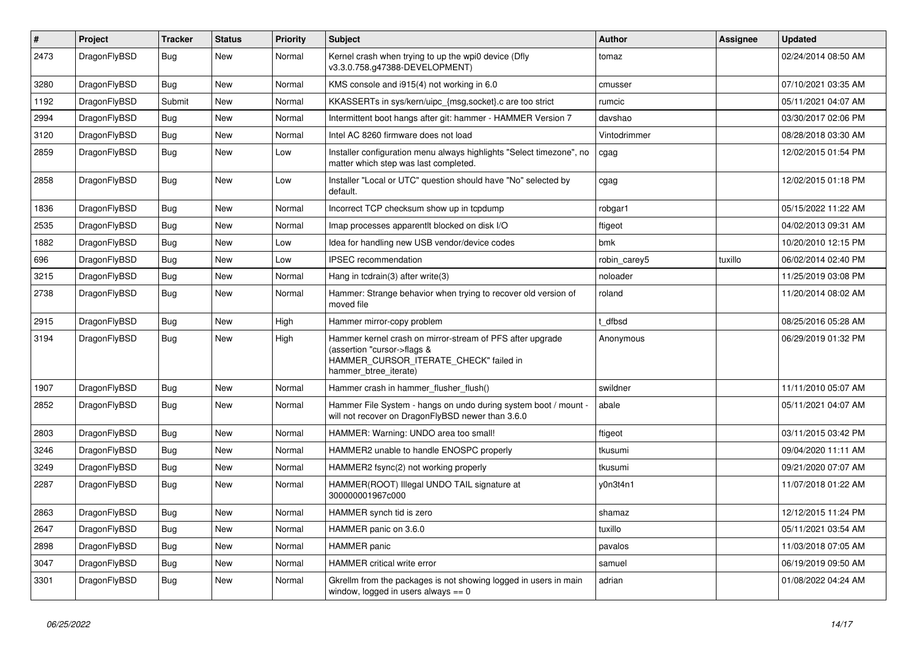| # | Project | Tracker | Status | Priority | Subject | Author | Assignee | Updated |
|---|---|---|---|---|---|---|---|---|
| 2473 | DragonFlyBSD | Bug | New | Normal | Kernel crash when trying to up the wpi0 device (Dfly v3.3.0.758.g47388-DEVELOPMENT) | tomaz | | 02/24/2014 08:50 AM |
| 3280 | DragonFlyBSD | Bug | New | Normal | KMS console and i915(4) not working in 6.0 | cmusser | | 07/10/2021 03:35 AM |
| 1192 | DragonFlyBSD | Submit | New | Normal | KKASSERTs in sys/kern/uipc_{msg,socket}.c are too strict | rumcic | | 05/11/2021 04:07 AM |
| 2994 | DragonFlyBSD | Bug | New | Normal | Intermittent boot hangs after git: hammer - HAMMER Version 7 | davshao | | 03/30/2017 02:06 PM |
| 3120 | DragonFlyBSD | Bug | New | Normal | Intel AC 8260 firmware does not load | Vintodrimmer | | 08/28/2018 03:30 AM |
| 2859 | DragonFlyBSD | Bug | New | Low | Installer configuration menu always highlights "Select timezone", no matter which step was last completed. | cgag | | 12/02/2015 01:54 PM |
| 2858 | DragonFlyBSD | Bug | New | Low | Installer "Local or UTC" question should have "No" selected by default. | cgag | | 12/02/2015 01:18 PM |
| 1836 | DragonFlyBSD | Bug | New | Normal | Incorrect TCP checksum show up in tcpdump | robgar1 | | 05/15/2022 11:22 AM |
| 2535 | DragonFlyBSD | Bug | New | Normal | Imap processes apparentlt blocked on disk I/O | ftigeot | | 04/02/2013 09:31 AM |
| 1882 | DragonFlyBSD | Bug | New | Low | Idea for handling new USB vendor/device codes | bmk | | 10/20/2010 12:15 PM |
| 696 | DragonFlyBSD | Bug | New | Low | IPSEC recommendation | robin_carey5 | tuxillo | 06/02/2014 02:40 PM |
| 3215 | DragonFlyBSD | Bug | New | Normal | Hang in tcdrain(3) after write(3) | noloader | | 11/25/2019 03:08 PM |
| 2738 | DragonFlyBSD | Bug | New | Normal | Hammer: Strange behavior when trying to recover old version of moved file | roland | | 11/20/2014 08:02 AM |
| 2915 | DragonFlyBSD | Bug | New | High | Hammer mirror-copy problem | t_dfbsd | | 08/25/2016 05:28 AM |
| 3194 | DragonFlyBSD | Bug | New | High | Hammer kernel crash on mirror-stream of PFS after upgrade (assertion "cursor->flags & HAMMER_CURSOR_ITERATE_CHECK" failed in hammer_btree_iterate) | Anonymous | | 06/29/2019 01:32 PM |
| 1907 | DragonFlyBSD | Bug | New | Normal | Hammer crash in hammer_flusher_flush() | swildner | | 11/11/2010 05:07 AM |
| 2852 | DragonFlyBSD | Bug | New | Normal | Hammer File System - hangs on undo during system boot / mount - will not recover on DragonFlyBSD newer than 3.6.0 | abale | | 05/11/2021 04:07 AM |
| 2803 | DragonFlyBSD | Bug | New | Normal | HAMMER: Warning: UNDO area too small! | ftigeot | | 03/11/2015 03:42 PM |
| 3246 | DragonFlyBSD | Bug | New | Normal | HAMMER2 unable to handle ENOSPC properly | tkusumi | | 09/04/2020 11:11 AM |
| 3249 | DragonFlyBSD | Bug | New | Normal | HAMMER2 fsync(2) not working properly | tkusumi | | 09/21/2020 07:07 AM |
| 2287 | DragonFlyBSD | Bug | New | Normal | HAMMER(ROOT) Illegal UNDO TAIL signature at 300000001967c000 | y0n3t4n1 | | 11/07/2018 01:22 AM |
| 2863 | DragonFlyBSD | Bug | New | Normal | HAMMER synch tid is zero | shamaz | | 12/12/2015 11:24 PM |
| 2647 | DragonFlyBSD | Bug | New | Normal | HAMMER panic on 3.6.0 | tuxillo | | 05/11/2021 03:54 AM |
| 2898 | DragonFlyBSD | Bug | New | Normal | HAMMER panic | pavalos | | 11/03/2018 07:05 AM |
| 3047 | DragonFlyBSD | Bug | New | Normal | HAMMER critical write error | samuel | | 06/19/2019 09:50 AM |
| 3301 | DragonFlyBSD | Bug | New | Normal | Gkrellm from the packages is not showing logged in users in main window, logged in users always == 0 | adrian | | 01/08/2022 04:24 AM |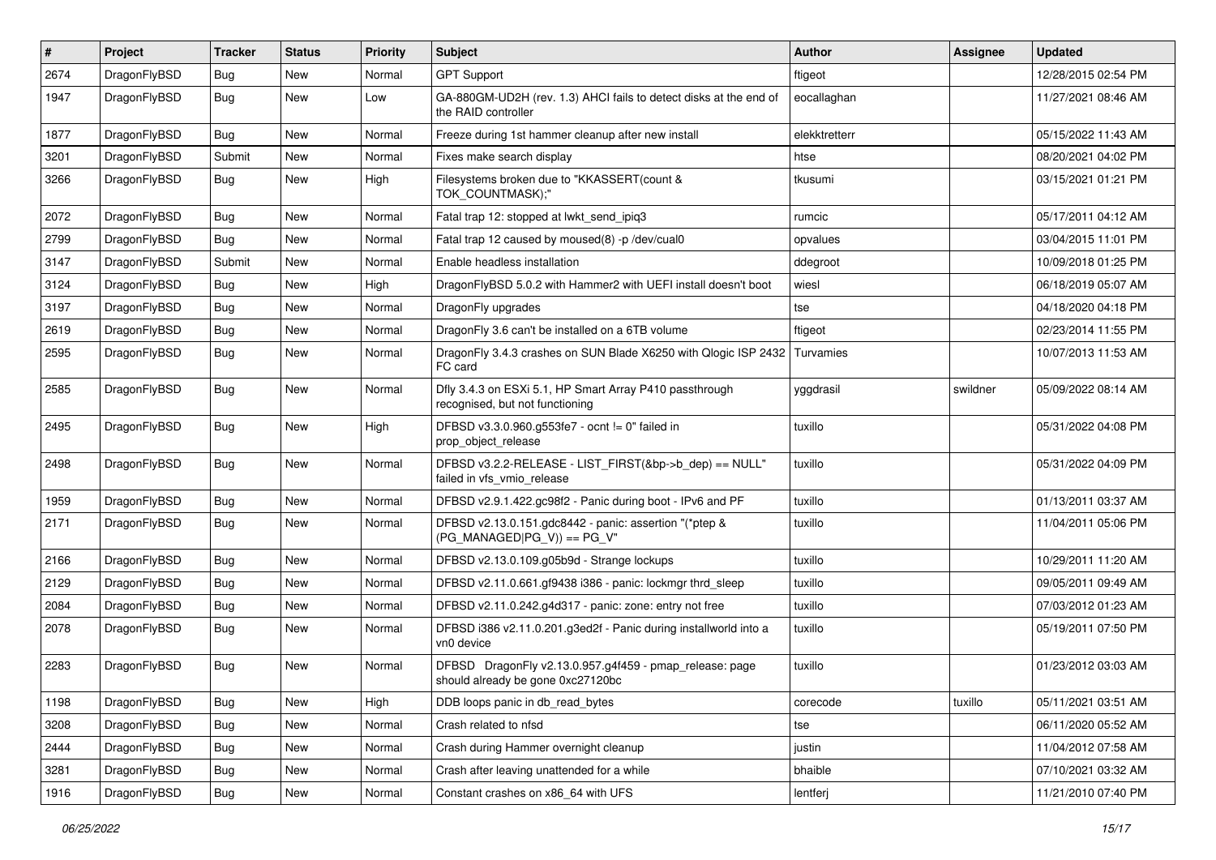| # | Project | Tracker | Status | Priority | Subject | Author | Assignee | Updated |
|---|---|---|---|---|---|---|---|---|
| 2674 | DragonFlyBSD | Bug | New | Normal | GPT Support | ftigeot | | 12/28/2015 02:54 PM |
| 1947 | DragonFlyBSD | Bug | New | Low | GA-880GM-UD2H (rev. 1.3) AHCI fails to detect disks at the end of the RAID controller | eocallaghan | | 11/27/2021 08:46 AM |
| 1877 | DragonFlyBSD | Bug | New | Normal | Freeze during 1st hammer cleanup after new install | elekktretterr | | 05/15/2022 11:43 AM |
| 3201 | DragonFlyBSD | Submit | New | Normal | Fixes make search display | htse | | 08/20/2021 04:02 PM |
| 3266 | DragonFlyBSD | Bug | New | High | Filesystems broken due to "KKASSERT(count & TOK_COUNTMASK);" | tkusumi | | 03/15/2021 01:21 PM |
| 2072 | DragonFlyBSD | Bug | New | Normal | Fatal trap 12: stopped at lwkt_send_ipiq3 | rumcic | | 05/17/2011 04:12 AM |
| 2799 | DragonFlyBSD | Bug | New | Normal | Fatal trap 12 caused by moused(8) -p /dev/cual0 | opvalues | | 03/04/2015 11:01 PM |
| 3147 | DragonFlyBSD | Submit | New | Normal | Enable headless installation | ddegroot | | 10/09/2018 01:25 PM |
| 3124 | DragonFlyBSD | Bug | New | High | DragonFlyBSD 5.0.2 with Hammer2 with UEFI install doesn't boot | wiesl | | 06/18/2019 05:07 AM |
| 3197 | DragonFlyBSD | Bug | New | Normal | DragonFly upgrades | tse | | 04/18/2020 04:18 PM |
| 2619 | DragonFlyBSD | Bug | New | Normal | DragonFly 3.6 can't be installed on a 6TB volume | ftigeot | | 02/23/2014 11:55 PM |
| 2595 | DragonFlyBSD | Bug | New | Normal | DragonFly 3.4.3 crashes on SUN Blade X6250 with Qlogic ISP 2432 FC card | Turvamies | | 10/07/2013 11:53 AM |
| 2585 | DragonFlyBSD | Bug | New | Normal | Dfly 3.4.3 on ESXi 5.1, HP Smart Array P410 passthrough recognised, but not functioning | yggdrasil | swildner | 05/09/2022 08:14 AM |
| 2495 | DragonFlyBSD | Bug | New | High | DFBSD v3.3.0.960.g553fe7 - ocnt != 0" failed in prop_object_release | tuxillo | | 05/31/2022 04:08 PM |
| 2498 | DragonFlyBSD | Bug | New | Normal | DFBSD v3.2.2-RELEASE - LIST_FIRST(&bp->b_dep) == NULL" failed in vfs_vmio_release | tuxillo | | 05/31/2022 04:09 PM |
| 1959 | DragonFlyBSD | Bug | New | Normal | DFBSD v2.9.1.422.gc98f2 - Panic during boot - IPv6 and PF | tuxillo | | 01/13/2011 03:37 AM |
| 2171 | DragonFlyBSD | Bug | New | Normal | DFBSD v2.13.0.151.gdc8442 - panic: assertion "(*ptep & (PG_MANAGED\|PG_V)) == PG_V" | tuxillo | | 11/04/2011 05:06 PM |
| 2166 | DragonFlyBSD | Bug | New | Normal | DFBSD v2.13.0.109.g05b9d - Strange lockups | tuxillo | | 10/29/2011 11:20 AM |
| 2129 | DragonFlyBSD | Bug | New | Normal | DFBSD v2.11.0.661.gf9438 i386 - panic: lockmgr thrd_sleep | tuxillo | | 09/05/2011 09:49 AM |
| 2084 | DragonFlyBSD | Bug | New | Normal | DFBSD v2.11.0.242.g4d317 - panic: zone: entry not free | tuxillo | | 07/03/2012 01:23 AM |
| 2078 | DragonFlyBSD | Bug | New | Normal | DFBSD i386 v2.11.0.201.g3ed2f - Panic during installworld into a vn0 device | tuxillo | | 05/19/2011 07:50 PM |
| 2283 | DragonFlyBSD | Bug | New | Normal | DFBSD DragonFly v2.13.0.957.g4f459 - pmap_release: page should already be gone 0xc27120bc | tuxillo | | 01/23/2012 03:03 AM |
| 1198 | DragonFlyBSD | Bug | New | High | DDB loops panic in db_read_bytes | corecode | tuxillo | 05/11/2021 03:51 AM |
| 3208 | DragonFlyBSD | Bug | New | Normal | Crash related to nfsd | tse | | 06/11/2020 05:52 AM |
| 2444 | DragonFlyBSD | Bug | New | Normal | Crash during Hammer overnight cleanup | justin | | 11/04/2012 07:58 AM |
| 3281 | DragonFlyBSD | Bug | New | Normal | Crash after leaving unattended for a while | bhaible | | 07/10/2021 03:32 AM |
| 1916 | DragonFlyBSD | Bug | New | Normal | Constant crashes on x86_64 with UFS | lentferj | | 11/21/2010 07:40 PM |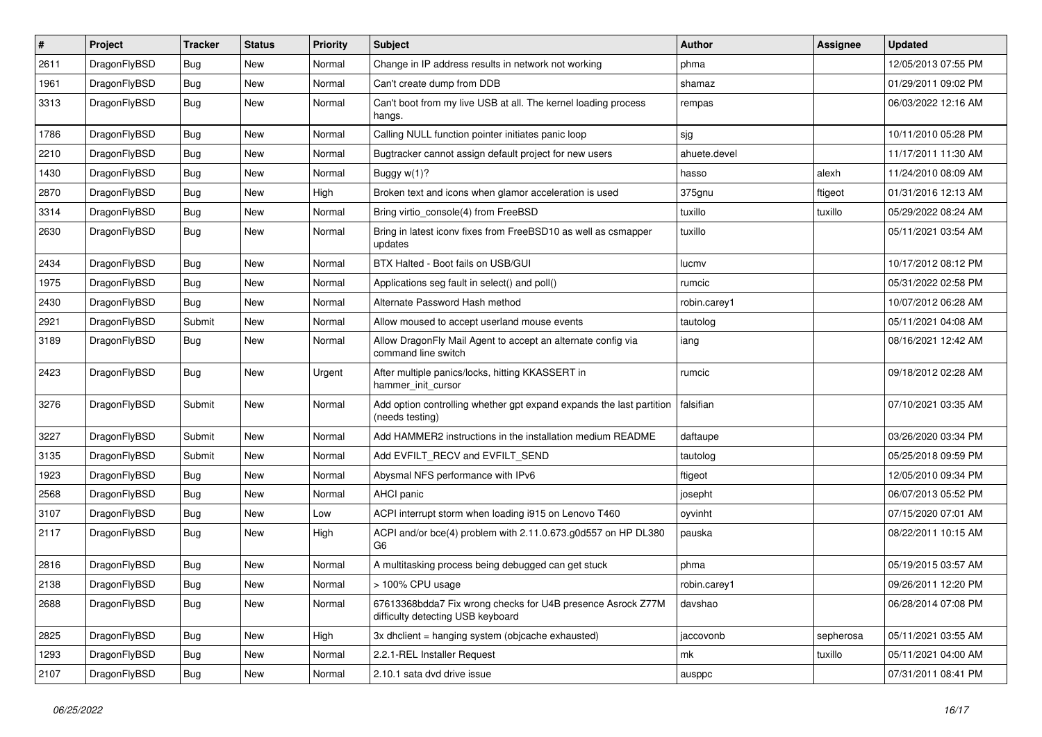| # | Project | Tracker | Status | Priority | Subject | Author | Assignee | Updated |
|---|---|---|---|---|---|---|---|---|
| 2611 | DragonFlyBSD | Bug | New | Normal | Change in IP address results in network not working | phma | | 12/05/2013 07:55 PM |
| 1961 | DragonFlyBSD | Bug | New | Normal | Can't create dump from DDB | shamaz | | 01/29/2011 09:02 PM |
| 3313 | DragonFlyBSD | Bug | New | Normal | Can't boot from my live USB at all. The kernel loading process hangs. | rempas | | 06/03/2022 12:16 AM |
| 1786 | DragonFlyBSD | Bug | New | Normal | Calling NULL function pointer initiates panic loop | sjg | | 10/11/2010 05:28 PM |
| 2210 | DragonFlyBSD | Bug | New | Normal | Bugtracker cannot assign default project for new users | ahuete.devel | | 11/17/2011 11:30 AM |
| 1430 | DragonFlyBSD | Bug | New | Normal | Buggy w(1)? | hasso | alexh | 11/24/2010 08:09 AM |
| 2870 | DragonFlyBSD | Bug | New | High | Broken text and icons when glamor acceleration is used | 375gnu | ftigeot | 01/31/2016 12:13 AM |
| 3314 | DragonFlyBSD | Bug | New | Normal | Bring virtio_console(4) from FreeBSD | tuxillo | tuxillo | 05/29/2022 08:24 AM |
| 2630 | DragonFlyBSD | Bug | New | Normal | Bring in latest iconv fixes from FreeBSD10 as well as csmapper updates | tuxillo | | 05/11/2021 03:54 AM |
| 2434 | DragonFlyBSD | Bug | New | Normal | BTX Halted - Boot fails on USB/GUI | lucmv | | 10/17/2012 08:12 PM |
| 1975 | DragonFlyBSD | Bug | New | Normal | Applications seg fault in select() and poll() | rumcic | | 05/31/2022 02:58 PM |
| 2430 | DragonFlyBSD | Bug | New | Normal | Alternate Password Hash method | robin.carey1 | | 10/07/2012 06:28 AM |
| 2921 | DragonFlyBSD | Submit | New | Normal | Allow moused to accept userland mouse events | tautolog | | 05/11/2021 04:08 AM |
| 3189 | DragonFlyBSD | Bug | New | Normal | Allow DragonFly Mail Agent to accept an alternate config via command line switch | iang | | 08/16/2021 12:42 AM |
| 2423 | DragonFlyBSD | Bug | New | Urgent | After multiple panics/locks, hitting KKASSERT in hammer_init_cursor | rumcic | | 09/18/2012 02:28 AM |
| 3276 | DragonFlyBSD | Submit | New | Normal | Add option controlling whether gpt expand expands the last partition (needs testing) | falsifian | | 07/10/2021 03:35 AM |
| 3227 | DragonFlyBSD | Submit | New | Normal | Add HAMMER2 instructions in the installation medium README | daftaupe | | 03/26/2020 03:34 PM |
| 3135 | DragonFlyBSD | Submit | New | Normal | Add EVFILT_RECV and EVFILT_SEND | tautolog | | 05/25/2018 09:59 PM |
| 1923 | DragonFlyBSD | Bug | New | Normal | Abysmal NFS performance with IPv6 | ftigeot | | 12/05/2010 09:34 PM |
| 2568 | DragonFlyBSD | Bug | New | Normal | AHCI panic | josepht | | 06/07/2013 05:52 PM |
| 3107 | DragonFlyBSD | Bug | New | Low | ACPI interrupt storm when loading i915 on Lenovo T460 | oyvinht | | 07/15/2020 07:01 AM |
| 2117 | DragonFlyBSD | Bug | New | High | ACPI and/or bce(4) problem with 2.11.0.673.g0d557 on HP DL380 G6 | pauska | | 08/22/2011 10:15 AM |
| 2816 | DragonFlyBSD | Bug | New | Normal | A multitasking process being debugged can get stuck | phma | | 05/19/2015 03:57 AM |
| 2138 | DragonFlyBSD | Bug | New | Normal | > 100% CPU usage | robin.carey1 | | 09/26/2011 12:20 PM |
| 2688 | DragonFlyBSD | Bug | New | Normal | 67613368bdda7 Fix wrong checks for U4B presence Asrock Z77M difficulty detecting USB keyboard | davshao | | 06/28/2014 07:08 PM |
| 2825 | DragonFlyBSD | Bug | New | High | 3x dhclient = hanging system (objcache exhausted) | jaccovonb | sepherosa | 05/11/2021 03:55 AM |
| 1293 | DragonFlyBSD | Bug | New | Normal | 2.2.1-REL Installer Request | mk | tuxillo | 05/11/2021 04:00 AM |
| 2107 | DragonFlyBSD | Bug | New | Normal | 2.10.1 sata dvd drive issue | ausppc | | 07/31/2011 08:41 PM |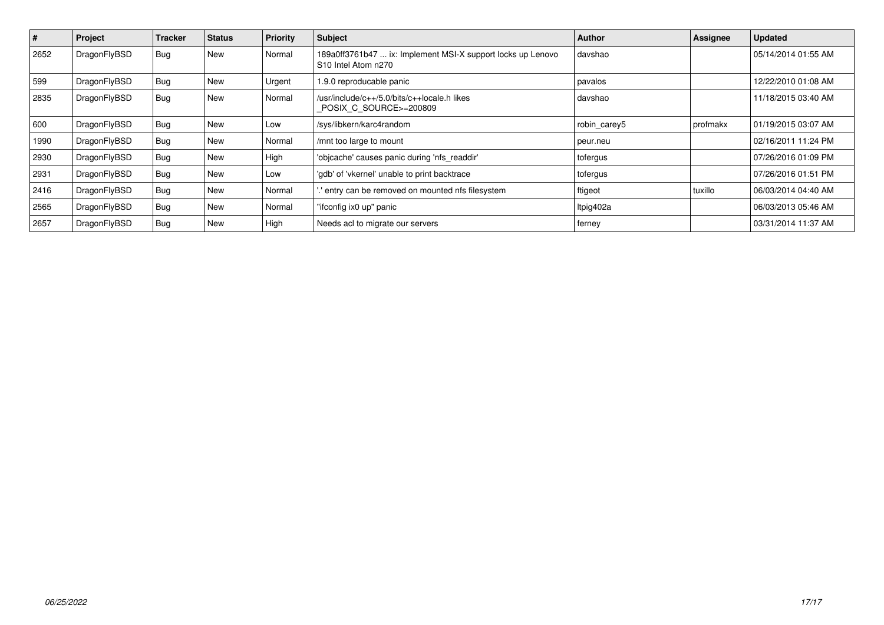| # | Project | Tracker | Status | Priority | Subject | Author | Assignee | Updated |
|---|---|---|---|---|---|---|---|---|
| 2652 | DragonFlyBSD | Bug | New | Normal | 189a0ff3761b47 ... ix: Implement MSI-X support locks up Lenovo S10 Intel Atom n270 | davshao | | 05/14/2014 01:55 AM |
| 599 | DragonFlyBSD | Bug | New | Urgent | 1.9.0 reproducable panic | pavalos | | 12/22/2010 01:08 AM |
| 2835 | DragonFlyBSD | Bug | New | Normal | /usr/include/c++/5.0/bits/c++locale.h likes _POSIX_C_SOURCE>=200809 | davshao | | 11/18/2015 03:40 AM |
| 600 | DragonFlyBSD | Bug | New | Low | /sys/libkern/karc4random | robin_carey5 | profmakx | 01/19/2015 03:07 AM |
| 1990 | DragonFlyBSD | Bug | New | Normal | /mnt too large to mount | peur.neu | | 02/16/2011 11:24 PM |
| 2930 | DragonFlyBSD | Bug | New | High | 'objcache' causes panic during 'nfs_readdir' | tofergus | | 07/26/2016 01:09 PM |
| 2931 | DragonFlyBSD | Bug | New | Low | 'gdb' of 'vkernel' unable to print backtrace | tofergus | | 07/26/2016 01:51 PM |
| 2416 | DragonFlyBSD | Bug | New | Normal | '.' entry can be removed on mounted nfs filesystem | ftigeot | tuxillo | 06/03/2014 04:40 AM |
| 2565 | DragonFlyBSD | Bug | New | Normal | "ifconfig ix0 up" panic | ltpig402a | | 06/03/2013 05:46 AM |
| 2657 | DragonFlyBSD | Bug | New | High | Needs acl to migrate our servers | ferney | | 03/31/2014 11:37 AM |